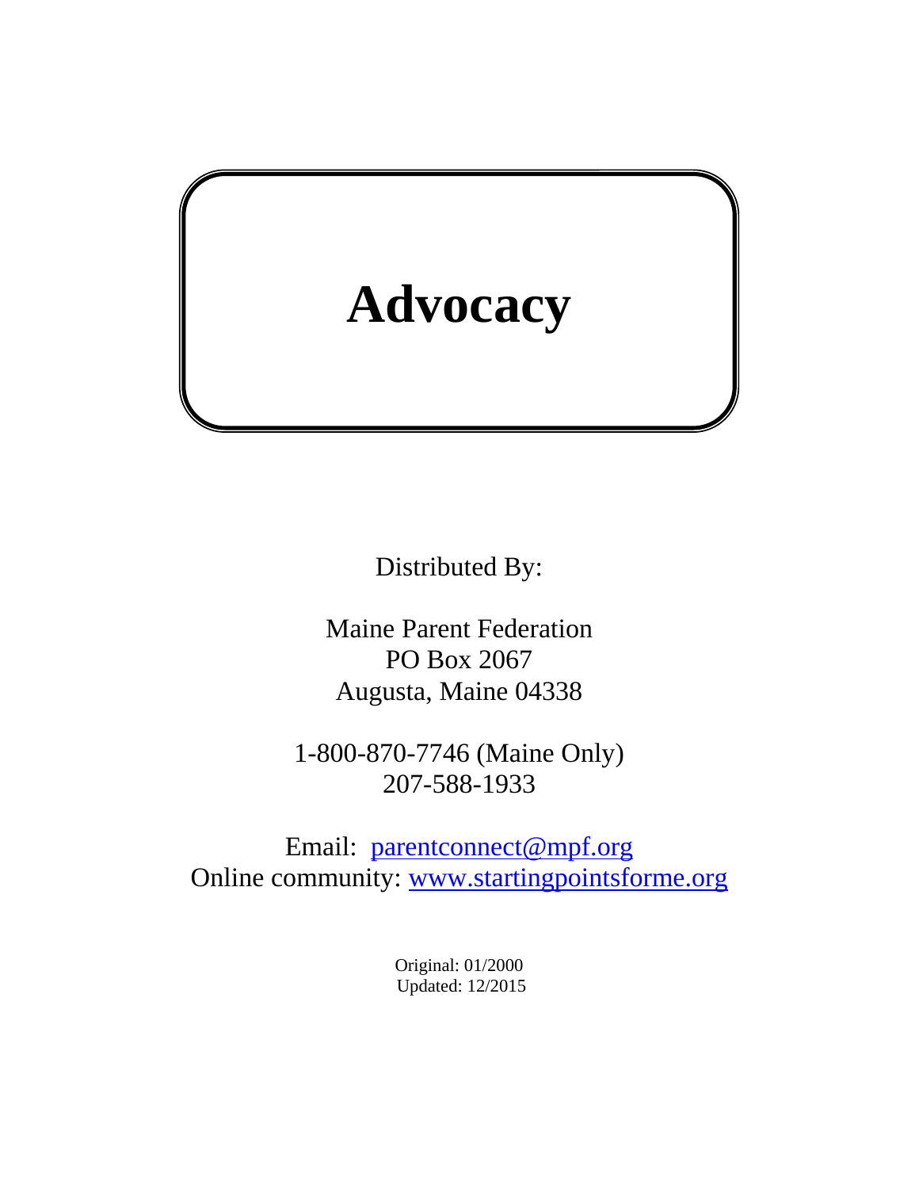# Advocacy

Distributed By:

Maine Parent Federation
PO Box 2067
Augusta, Maine 04338

1-800-870-7746 (Maine Only)
207-588-1933

Email: [parentconnect@mpf.org](mailto:parentconnect@mpf.org)
Online community: [www.startingpointsforme.org](http://www.startingpointsforme.org)

Original: 01/2000
Updated: 12/2015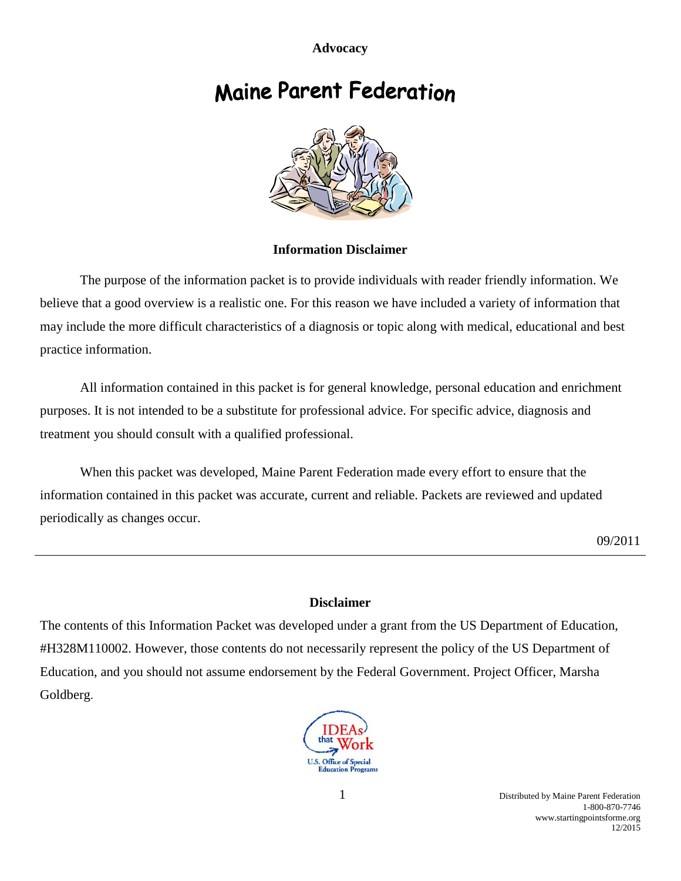**Advocacy**

# Maine Parent Federation

## Information Disclaimer

The purpose of the information packet is to provide individuals with reader friendly information. We believe that a good overview is a realistic one. For this reason we have included a variety of information that may include the more difficult characteristics of a diagnosis or topic along with medical, educational and best practice information.

All information contained in this packet is for general knowledge, personal education and enrichment purposes. It is not intended to be a substitute for professional advice. For specific advice, diagnosis and treatment you should consult with a qualified professional.

When this packet was developed, Maine Parent Federation made every effort to ensure that the information contained in this packet was accurate, current and reliable. Packets are reviewed and updated periodically as changes occur.

09/2011

---

## Disclaimer

The contents of this Information Packet was developed under a grant from the US Department of Education, #H328M110002. However, those contents do not necessarily represent the policy of the US Department of Education, and you should not assume endorsement by the Federal Government. Project Officer, Marsha Goldberg.

IDEAs that Work

U.S. Office of Special Education Programs

Distributed by Maine Parent Federation
1-800-870-7746
www.startingpointsforme.org
12/2015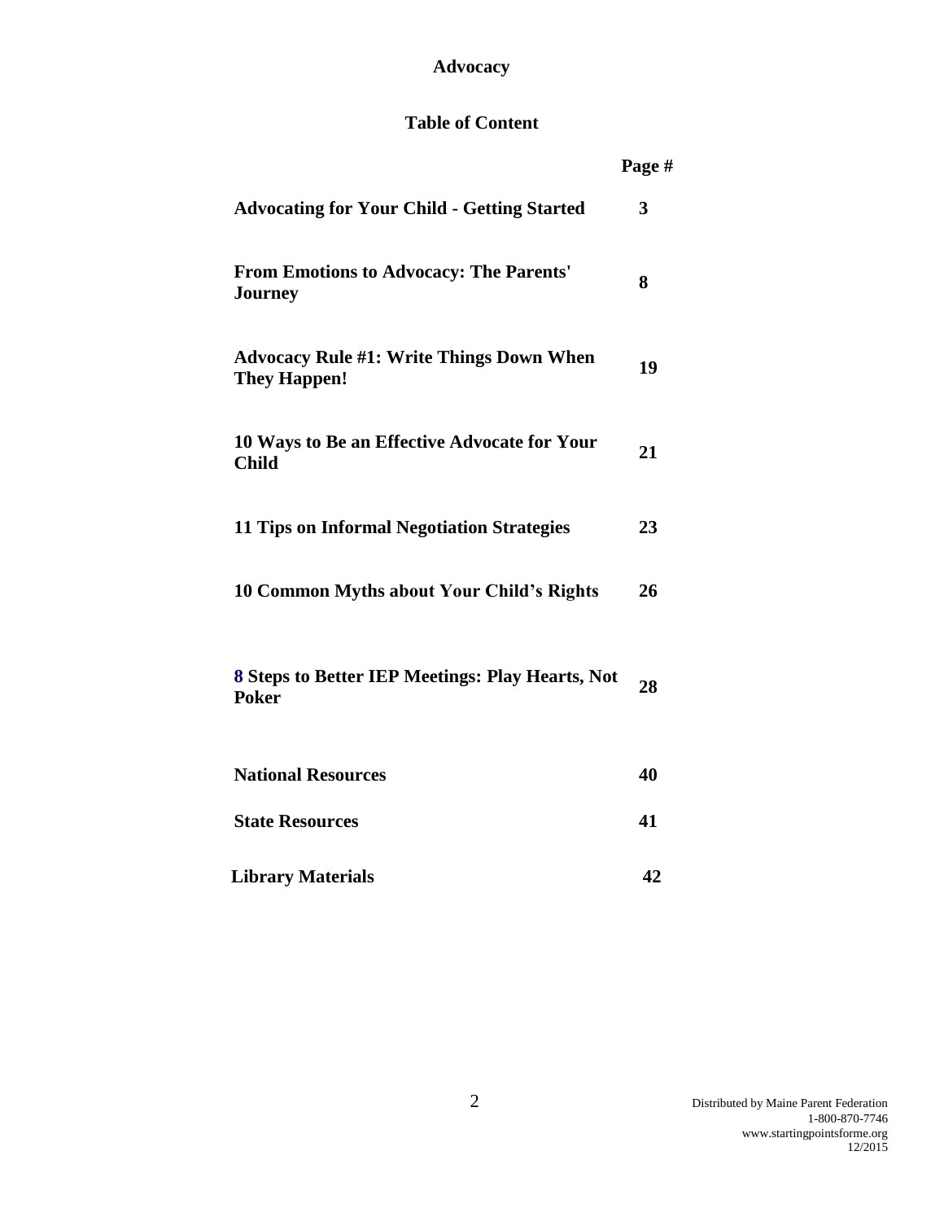# Advocacy

## Table of Content

| | Page # |
|---|---|
| **Advocating for Your Child - Getting Started** | **3** |
| **From Emotions to Advocacy: The Parents' Journey** | **8** |
| **Advocacy Rule #1: Write Things Down When They Happen!** | **19** |
| **10 Ways to Be an Effective Advocate for Your Child** | **21** |
| **11 Tips on Informal Negotiation Strategies** | **23** |
| **10 Common Myths about Your Child's Rights** | **26** |
| **8 Steps to Better IEP Meetings: Play Hearts, Not Poker** | **28** |
| **National Resources** | **40** |
| **State Resources** | **41** |
| **Library Materials** | **42** |

Distributed by Maine Parent Federation
1-800-870-7746
www.startingpointsforme.org
12/2015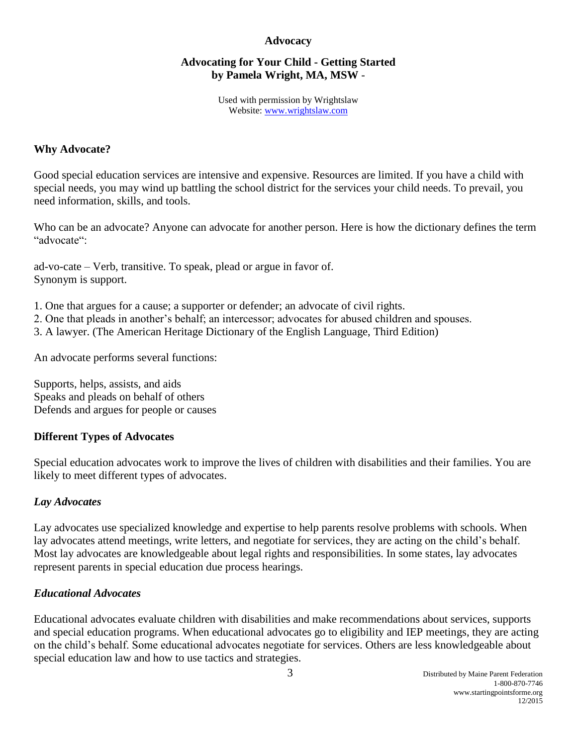**Advocacy**

## Advocating for Your Child - Getting Started
**by Pamela Wright, MA, MSW -**

Used with permission by Wrightslaw
Website: www.wrightslaw.com

### Why Advocate?

Good special education services are intensive and expensive. Resources are limited. If you have a child with special needs, you may wind up battling the school district for the services your child needs. To prevail, you need information, skills, and tools.

Who can be an advocate? Anyone can advocate for another person. Here is how the dictionary defines the term "advocate":

ad-vo-cate – Verb, transitive. To speak, plead or argue in favor of.
Synonym is support.

1. One that argues for a cause; a supporter or defender; an advocate of civil rights.
2. One that pleads in another's behalf; an intercessor; advocates for abused children and spouses.
3. A lawyer. (The American Heritage Dictionary of the English Language, Third Edition)

An advocate performs several functions:

Supports, helps, assists, and aids
Speaks and pleads on behalf of others
Defends and argues for people or causes

### Different Types of Advocates

Special education advocates work to improve the lives of children with disabilities and their families. You are likely to meet different types of advocates.

#### *Lay Advocates*

Lay advocates use specialized knowledge and expertise to help parents resolve problems with schools. When lay advocates attend meetings, write letters, and negotiate for services, they are acting on the child's behalf. Most lay advocates are knowledgeable about legal rights and responsibilities. In some states, lay advocates represent parents in special education due process hearings.

#### *Educational Advocates*

Educational advocates evaluate children with disabilities and make recommendations about services, supports and special education programs. When educational advocates go to eligibility and IEP meetings, they are acting on the child's behalf. Some educational advocates negotiate for services. Others are less knowledgeable about special education law and how to use tactics and strategies.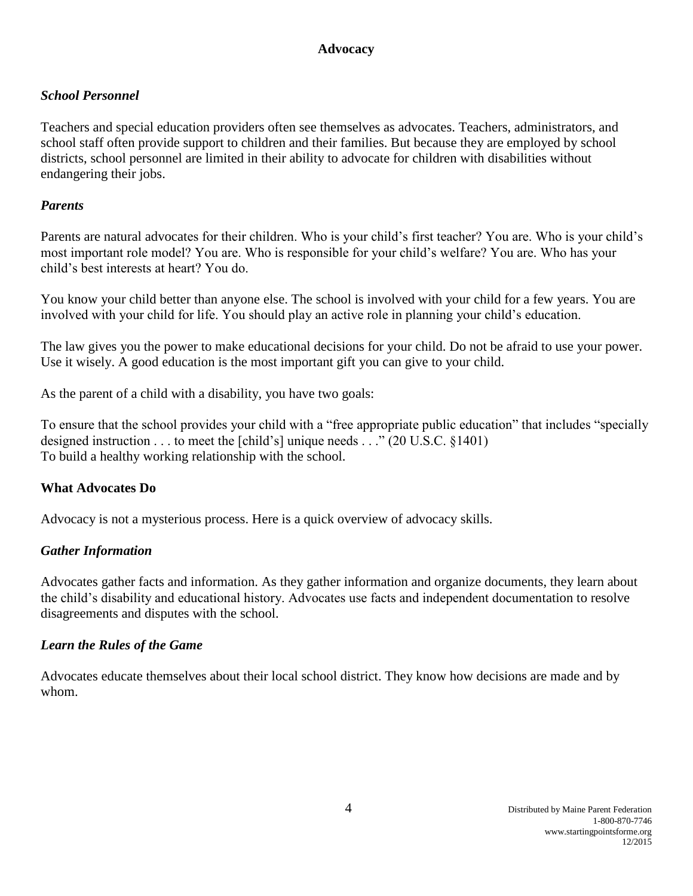## Advocacy

### *School Personnel*

Teachers and special education providers often see themselves as advocates. Teachers, administrators, and school staff often provide support to children and their families. But because they are employed by school districts, school personnel are limited in their ability to advocate for children with disabilities without endangering their jobs.

### *Parents*

Parents are natural advocates for their children. Who is your child's first teacher? You are. Who is your child's most important role model? You are. Who is responsible for your child's welfare? You are. Who has your child's best interests at heart? You do.

You know your child better than anyone else. The school is involved with your child for a few years. You are involved with your child for life. You should play an active role in planning your child's education.

The law gives you the power to make educational decisions for your child. Do not be afraid to use your power. Use it wisely. A good education is the most important gift you can give to your child.

As the parent of a child with a disability, you have two goals:

To ensure that the school provides your child with a "free appropriate public education" that includes "specially designed instruction . . . to meet the [child's] unique needs . . ." (20 U.S.C. §1401)
To build a healthy working relationship with the school.

### What Advocates Do

Advocacy is not a mysterious process. Here is a quick overview of advocacy skills.

### *Gather Information*

Advocates gather facts and information. As they gather information and organize documents, they learn about the child's disability and educational history. Advocates use facts and independent documentation to resolve disagreements and disputes with the school.

### *Learn the Rules of the Game*

Advocates educate themselves about their local school district. They know how decisions are made and by whom.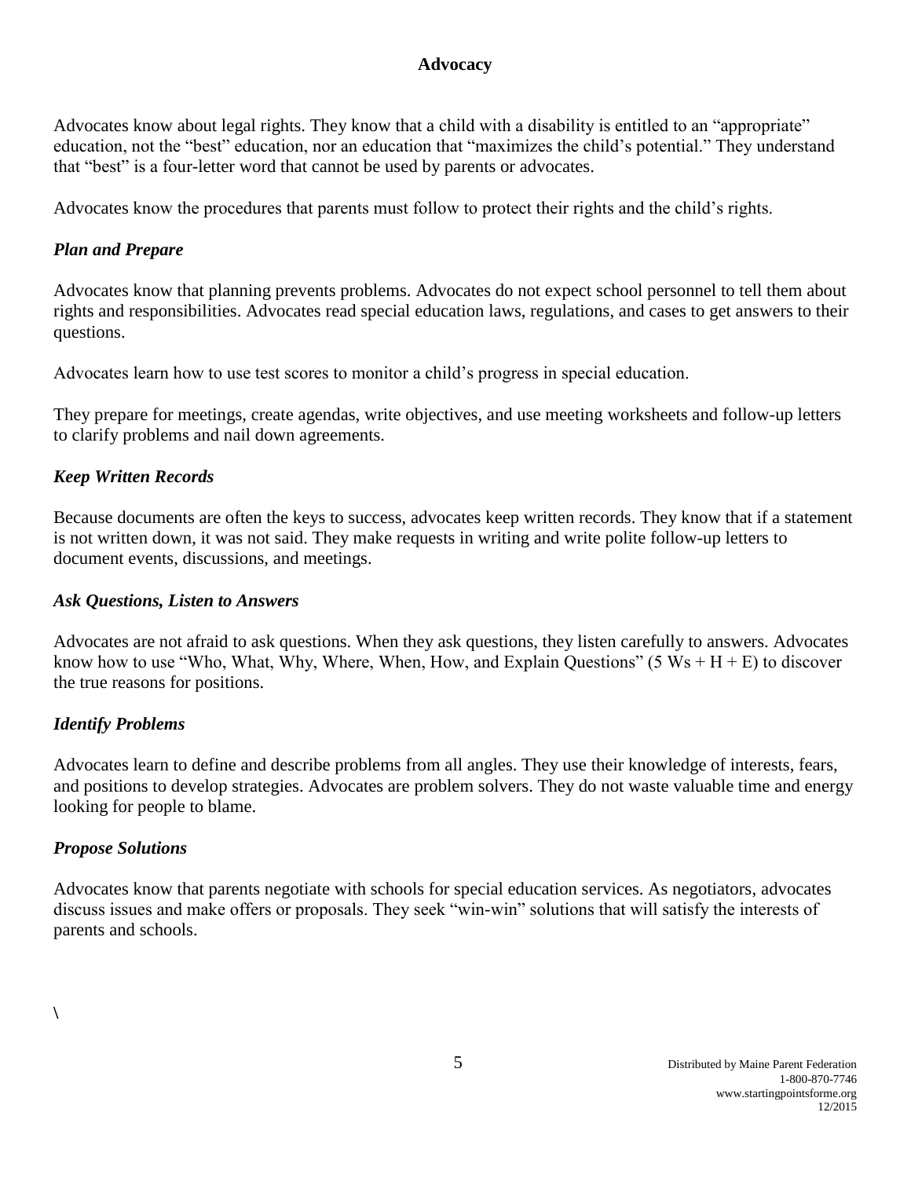## Advocacy

Advocates know about legal rights. They know that a child with a disability is entitled to an “appropriate” education, not the “best” education, nor an education that “maximizes the child’s potential.” They understand that “best” is a four-letter word that cannot be used by parents or advocates.

Advocates know the procedures that parents must follow to protect their rights and the child’s rights.

### *Plan and Prepare*

Advocates know that planning prevents problems. Advocates do not expect school personnel to tell them about rights and responsibilities. Advocates read special education laws, regulations, and cases to get answers to their questions.

Advocates learn how to use test scores to monitor a child’s progress in special education.

They prepare for meetings, create agendas, write objectives, and use meeting worksheets and follow-up letters to clarify problems and nail down agreements.

### *Keep Written Records*

Because documents are often the keys to success, advocates keep written records. They know that if a statement is not written down, it was not said. They make requests in writing and write polite follow-up letters to document events, discussions, and meetings.

### *Ask Questions, Listen to Answers*

Advocates are not afraid to ask questions. When they ask questions, they listen carefully to answers. Advocates know how to use “Who, What, Why, Where, When, How, and Explain Questions” (5 Ws + H + E) to discover the true reasons for positions.

### *Identify Problems*

Advocates learn to define and describe problems from all angles. They use their knowledge of interests, fears, and positions to develop strategies. Advocates are problem solvers. They do not waste valuable time and energy looking for people to blame.

### *Propose Solutions*

Advocates know that parents negotiate with schools for special education services. As negotiators, advocates discuss issues and make offers or proposals. They seek “win-win” solutions that will satisfy the interests of parents and schools.

\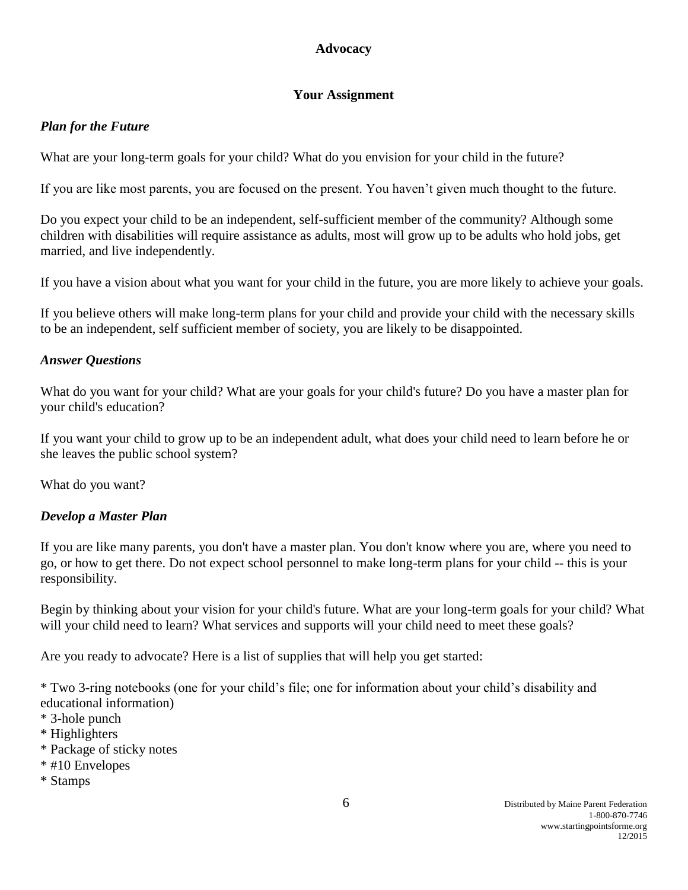## Advocacy

### Your Assignment

***Plan for the Future***

What are your long-term goals for your child? What do you envision for your child in the future?

If you are like most parents, you are focused on the present. You haven't given much thought to the future.

Do you expect your child to be an independent, self-sufficient member of the community? Although some children with disabilities will require assistance as adults, most will grow up to be adults who hold jobs, get married, and live independently.

If you have a vision about what you want for your child in the future, you are more likely to achieve your goals.

If you believe others will make long-term plans for your child and provide your child with the necessary skills to be an independent, self sufficient member of society, you are likely to be disappointed.

***Answer Questions***

What do you want for your child? What are your goals for your child's future? Do you have a master plan for your child's education?

If you want your child to grow up to be an independent adult, what does your child need to learn before he or she leaves the public school system?

What do you want?

***Develop a Master Plan***

If you are like many parents, you don't have a master plan. You don't know where you are, where you need to go, or how to get there. Do not expect school personnel to make long-term plans for your child -- this is your responsibility.

Begin by thinking about your vision for your child's future. What are your long-term goals for your child? What will your child need to learn? What services and supports will your child need to meet these goals?

Are you ready to advocate? Here is a list of supplies that will help you get started:

* Two 3-ring notebooks (one for your child's file; one for information about your child's disability and educational information)
* 3-hole punch
* Highlighters
* Package of sticky notes
* #10 Envelopes
* Stamps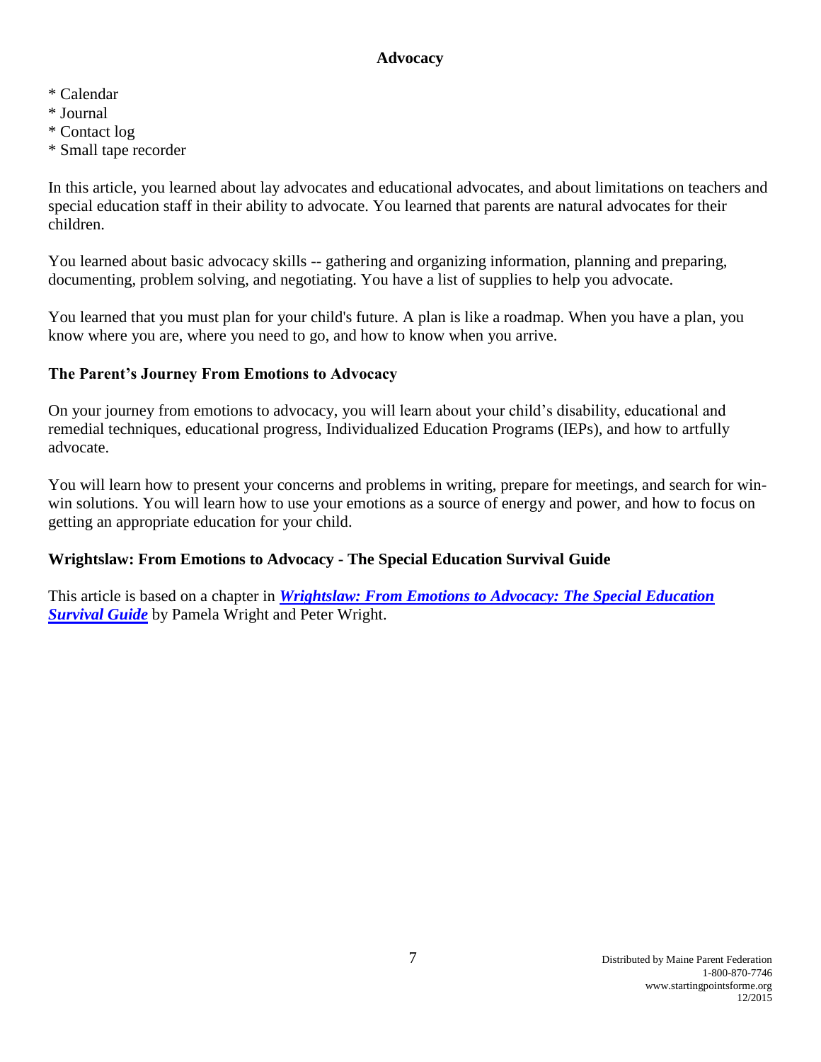* Calendar
* Journal
* Contact log
* Small tape recorder

In this article, you learned about lay advocates and educational advocates, and about limitations on teachers and special education staff in their ability to advocate. You learned that parents are natural advocates for their children.

You learned about basic advocacy skills -- gathering and organizing information, planning and preparing, documenting, problem solving, and negotiating. You have a list of supplies to help you advocate.

You learned that you must plan for your child's future. A plan is like a roadmap. When you have a plan, you know where you are, where you need to go, and how to know when you arrive.

### The Parent's Journey From Emotions to Advocacy

On your journey from emotions to advocacy, you will learn about your child's disability, educational and remedial techniques, educational progress, Individualized Education Programs (IEPs), and how to artfully advocate.

You will learn how to present your concerns and problems in writing, prepare for meetings, and search for win-win solutions. You will learn how to use your emotions as a source of energy and power, and how to focus on getting an appropriate education for your child.

### Wrightslaw: From Emotions to Advocacy - The Special Education Survival Guide

This article is based on a chapter in ***Wrightslaw: From Emotions to Advocacy: The Special Education Survival Guide*** by Pamela Wright and Peter Wright.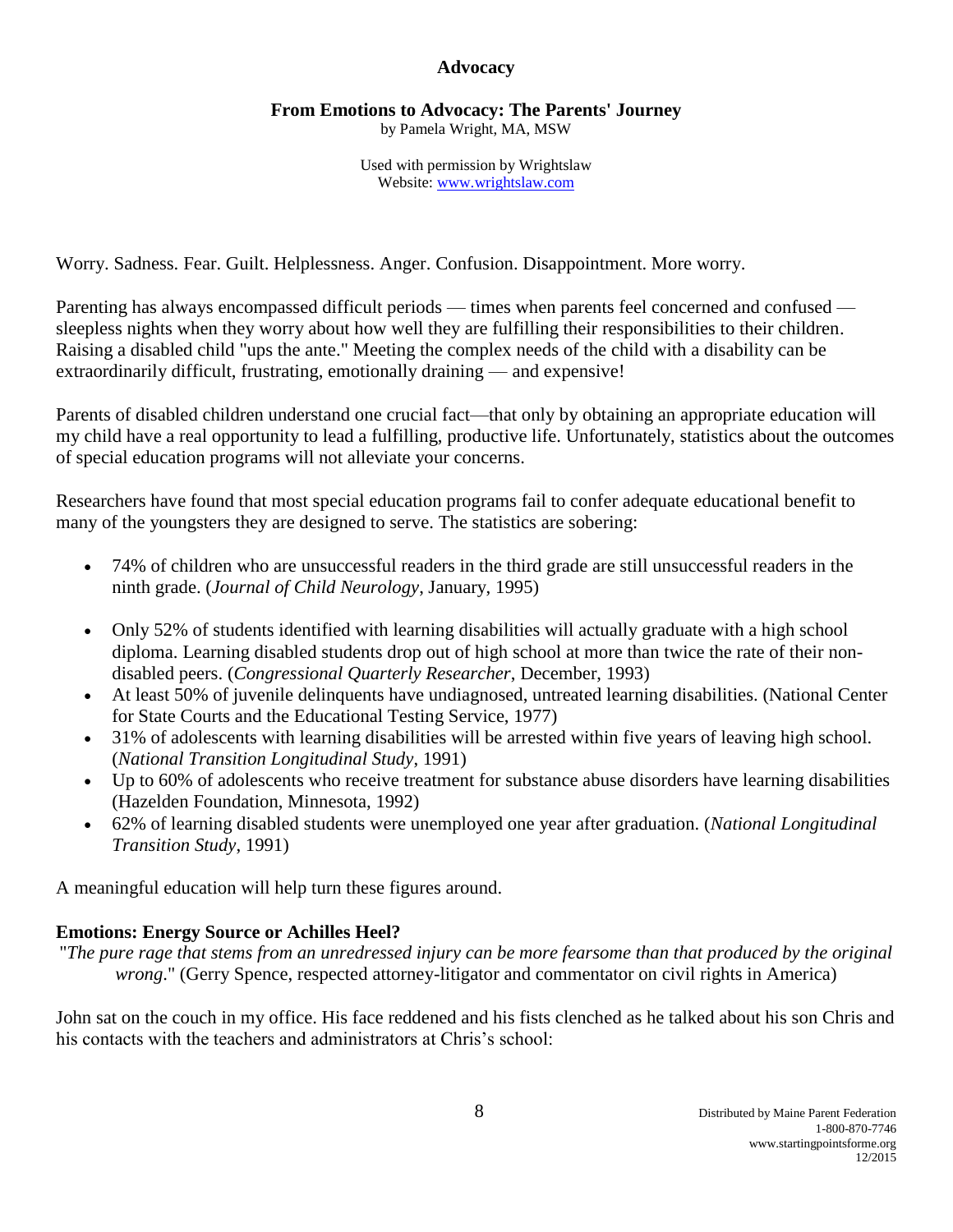## Advocacy

### From Emotions to Advocacy: The Parents' Journey

by Pamela Wright, MA, MSW

Used with permission by Wrightslaw
Website: www.wrightslaw.com

Worry. Sadness. Fear. Guilt. Helplessness. Anger. Confusion. Disappointment. More worry.

Parenting has always encompassed difficult periods — times when parents feel concerned and confused — sleepless nights when they worry about how well they are fulfilling their responsibilities to their children. Raising a disabled child "ups the ante." Meeting the complex needs of the child with a disability can be extraordinarily difficult, frustrating, emotionally draining — and expensive!

Parents of disabled children understand one crucial fact—that only by obtaining an appropriate education will my child have a real opportunity to lead a fulfilling, productive life. Unfortunately, statistics about the outcomes of special education programs will not alleviate your concerns.

Researchers have found that most special education programs fail to confer adequate educational benefit to many of the youngsters they are designed to serve. The statistics are sobering:

- 74% of children who are unsuccessful readers in the third grade are still unsuccessful readers in the ninth grade. (*Journal of Child Neurology*, January, 1995)
- Only 52% of students identified with learning disabilities will actually graduate with a high school diploma. Learning disabled students drop out of high school at more than twice the rate of their non-disabled peers. (*Congressional Quarterly Researcher*, December, 1993)
- At least 50% of juvenile delinquents have undiagnosed, untreated learning disabilities. (National Center for State Courts and the Educational Testing Service, 1977)
- 31% of adolescents with learning disabilities will be arrested within five years of leaving high school. (*National Transition Longitudinal Study*, 1991)
- Up to 60% of adolescents who receive treatment for substance abuse disorders have learning disabilities (Hazelden Foundation, Minnesota, 1992)
- 62% of learning disabled students were unemployed one year after graduation. (*National Longitudinal Transition Study*, 1991)

A meaningful education will help turn these figures around.

### Emotions: Energy Source or Achilles Heel?

"*The pure rage that stems from an unredressed injury can be more fearsome than that produced by the original wrong*." (Gerry Spence, respected attorney-litigator and commentator on civil rights in America)

John sat on the couch in my office. His face reddened and his fists clenched as he talked about his son Chris and his contacts with the teachers and administrators at Chris's school: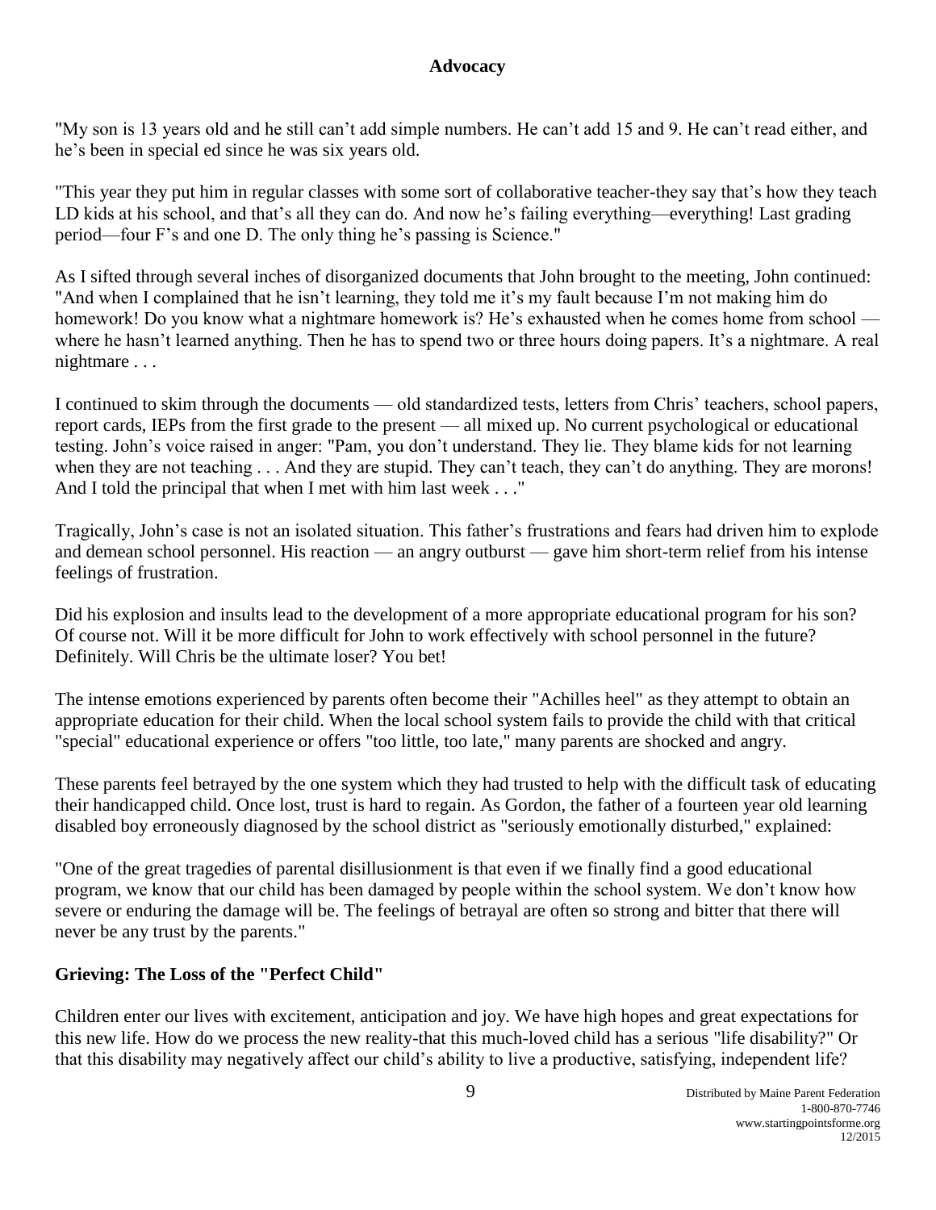## Advocacy

"My son is 13 years old and he still can't add simple numbers. He can't add 15 and 9. He can't read either, and he's been in special ed since he was six years old.

"This year they put him in regular classes with some sort of collaborative teacher-they say that's how they teach LD kids at his school, and that's all they can do. And now he's failing everything—everything! Last grading period—four F's and one D. The only thing he's passing is Science."

As I sifted through several inches of disorganized documents that John brought to the meeting, John continued: "And when I complained that he isn't learning, they told me it's my fault because I'm not making him do homework! Do you know what a nightmare homework is? He's exhausted when he comes home from school — where he hasn't learned anything. Then he has to spend two or three hours doing papers. It's a nightmare. A real nightmare . . .

I continued to skim through the documents — old standardized tests, letters from Chris' teachers, school papers, report cards, IEPs from the first grade to the present — all mixed up. No current psychological or educational testing. John's voice raised in anger: "Pam, you don't understand. They lie. They blame kids for not learning when they are not teaching . . . And they are stupid. They can't teach, they can't do anything. They are morons! And I told the principal that when I met with him last week . . ."

Tragically, John's case is not an isolated situation. This father's frustrations and fears had driven him to explode and demean school personnel. His reaction — an angry outburst — gave him short-term relief from his intense feelings of frustration.

Did his explosion and insults lead to the development of a more appropriate educational program for his son? Of course not. Will it be more difficult for John to work effectively with school personnel in the future? Definitely. Will Chris be the ultimate loser? You bet!

The intense emotions experienced by parents often become their "Achilles heel" as they attempt to obtain an appropriate education for their child. When the local school system fails to provide the child with that critical "special" educational experience or offers "too little, too late," many parents are shocked and angry.

These parents feel betrayed by the one system which they had trusted to help with the difficult task of educating their handicapped child. Once lost, trust is hard to regain. As Gordon, the father of a fourteen year old learning disabled boy erroneously diagnosed by the school district as "seriously emotionally disturbed," explained:

"One of the great tragedies of parental disillusionment is that even if we finally find a good educational program, we know that our child has been damaged by people within the school system. We don't know how severe or enduring the damage will be. The feelings of betrayal are often so strong and bitter that there will never be any trust by the parents."

### Grieving: The Loss of the "Perfect Child"

Children enter our lives with excitement, anticipation and joy. We have high hopes and great expectations for this new life. How do we process the new reality-that this much-loved child has a serious "life disability?" Or that this disability may negatively affect our child's ability to live a productive, satisfying, independent life?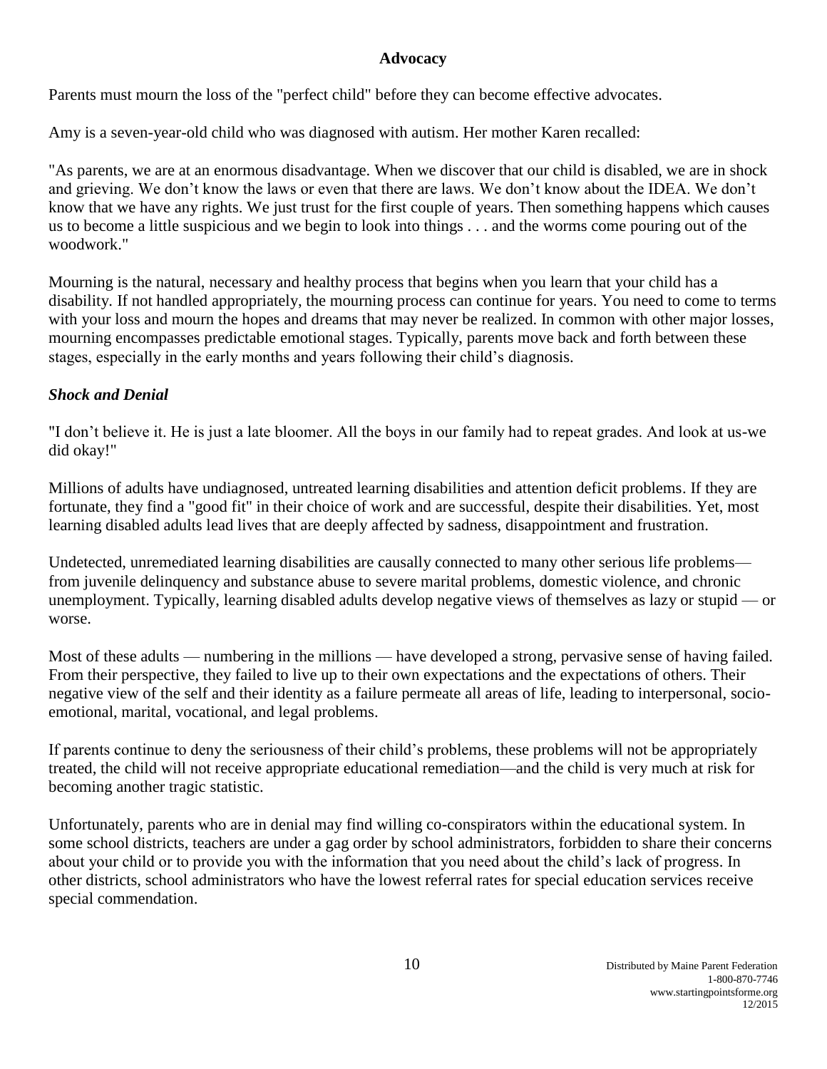## Advocacy

Parents must mourn the loss of the "perfect child" before they can become effective advocates.

Amy is a seven-year-old child who was diagnosed with autism. Her mother Karen recalled:

"As parents, we are at an enormous disadvantage. When we discover that our child is disabled, we are in shock and grieving. We don't know the laws or even that there are laws. We don't know about the IDEA. We don't know that we have any rights. We just trust for the first couple of years. Then something happens which causes us to become a little suspicious and we begin to look into things . . . and the worms come pouring out of the woodwork."

Mourning is the natural, necessary and healthy process that begins when you learn that your child has a disability. If not handled appropriately, the mourning process can continue for years. You need to come to terms with your loss and mourn the hopes and dreams that may never be realized. In common with other major losses, mourning encompasses predictable emotional stages. Typically, parents move back and forth between these stages, especially in the early months and years following their child's diagnosis.

### *Shock and Denial*

"I don't believe it. He is just a late bloomer. All the boys in our family had to repeat grades. And look at us-we did okay!"

Millions of adults have undiagnosed, untreated learning disabilities and attention deficit problems. If they are fortunate, they find a "good fit" in their choice of work and are successful, despite their disabilities. Yet, most learning disabled adults lead lives that are deeply affected by sadness, disappointment and frustration.

Undetected, unremediated learning disabilities are causally connected to many other serious life problems— from juvenile delinquency and substance abuse to severe marital problems, domestic violence, and chronic unemployment. Typically, learning disabled adults develop negative views of themselves as lazy or stupid — or worse.

Most of these adults — numbering in the millions — have developed a strong, pervasive sense of having failed. From their perspective, they failed to live up to their own expectations and the expectations of others. Their negative view of the self and their identity as a failure permeate all areas of life, leading to interpersonal, socio-emotional, marital, vocational, and legal problems.

If parents continue to deny the seriousness of their child's problems, these problems will not be appropriately treated, the child will not receive appropriate educational remediation—and the child is very much at risk for becoming another tragic statistic.

Unfortunately, parents who are in denial may find willing co-conspirators within the educational system. In some school districts, teachers are under a gag order by school administrators, forbidden to share their concerns about your child or to provide you with the information that you need about the child's lack of progress. In other districts, school administrators who have the lowest referral rates for special education services receive special commendation.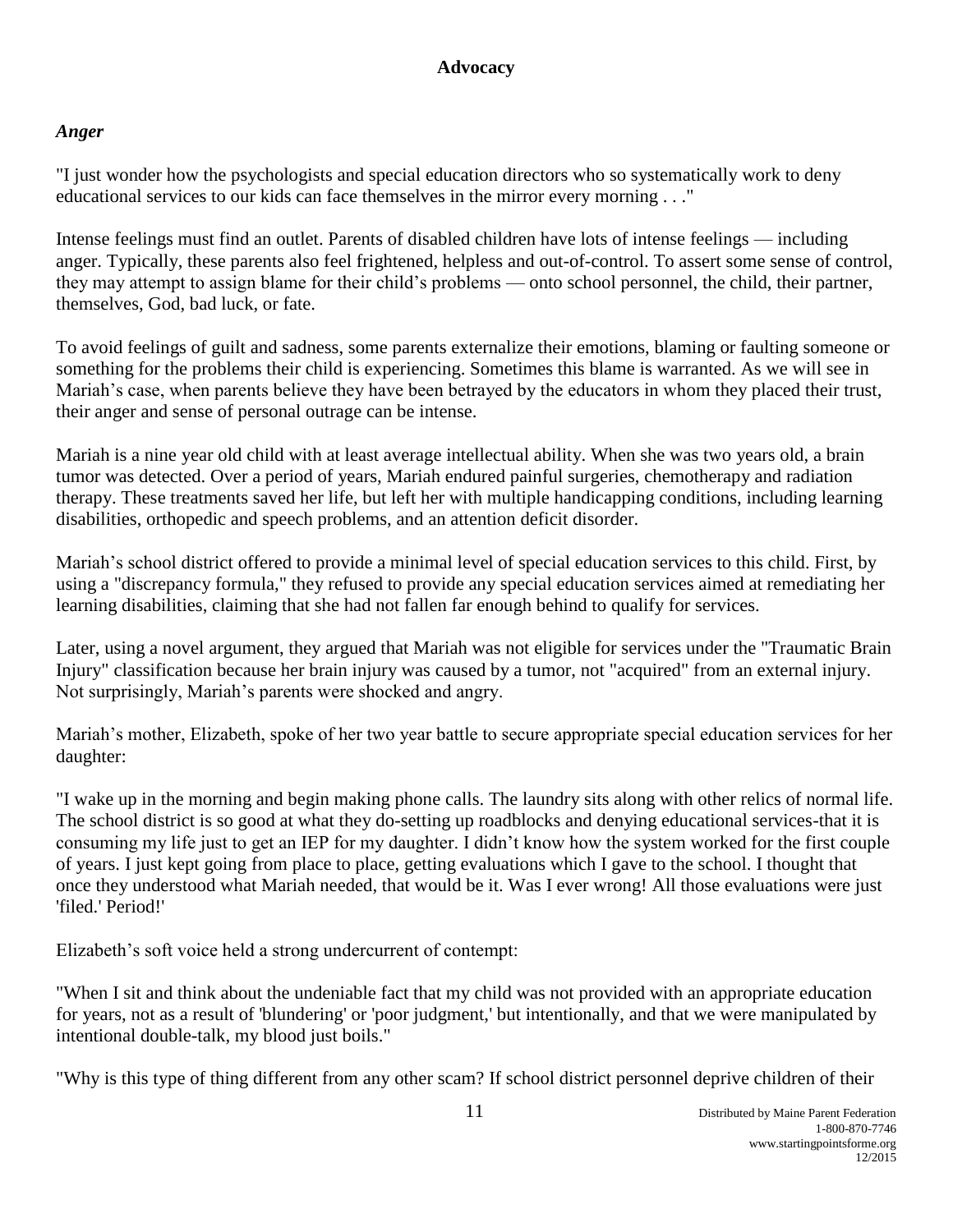## Advocacy

### *Anger*

"I just wonder how the psychologists and special education directors who so systematically work to deny educational services to our kids can face themselves in the mirror every morning . . ."

Intense feelings must find an outlet. Parents of disabled children have lots of intense feelings — including anger. Typically, these parents also feel frightened, helpless and out-of-control. To assert some sense of control, they may attempt to assign blame for their child's problems — onto school personnel, the child, their partner, themselves, God, bad luck, or fate.

To avoid feelings of guilt and sadness, some parents externalize their emotions, blaming or faulting someone or something for the problems their child is experiencing. Sometimes this blame is warranted. As we will see in Mariah's case, when parents believe they have been betrayed by the educators in whom they placed their trust, their anger and sense of personal outrage can be intense.

Mariah is a nine year old child with at least average intellectual ability. When she was two years old, a brain tumor was detected. Over a period of years, Mariah endured painful surgeries, chemotherapy and radiation therapy. These treatments saved her life, but left her with multiple handicapping conditions, including learning disabilities, orthopedic and speech problems, and an attention deficit disorder.

Mariah's school district offered to provide a minimal level of special education services to this child. First, by using a "discrepancy formula," they refused to provide any special education services aimed at remediating her learning disabilities, claiming that she had not fallen far enough behind to qualify for services.

Later, using a novel argument, they argued that Mariah was not eligible for services under the "Traumatic Brain Injury" classification because her brain injury was caused by a tumor, not "acquired" from an external injury. Not surprisingly, Mariah's parents were shocked and angry.

Mariah's mother, Elizabeth, spoke of her two year battle to secure appropriate special education services for her daughter:

"I wake up in the morning and begin making phone calls. The laundry sits along with other relics of normal life. The school district is so good at what they do-setting up roadblocks and denying educational services-that it is consuming my life just to get an IEP for my daughter. I didn't know how the system worked for the first couple of years. I just kept going from place to place, getting evaluations which I gave to the school. I thought that once they understood what Mariah needed, that would be it. Was I ever wrong! All those evaluations were just 'filed.' Period!'

Elizabeth's soft voice held a strong undercurrent of contempt:

"When I sit and think about the undeniable fact that my child was not provided with an appropriate education for years, not as a result of 'blundering' or 'poor judgment,' but intentionally, and that we were manipulated by intentional double-talk, my blood just boils."

"Why is this type of thing different from any other scam? If school district personnel deprive children of their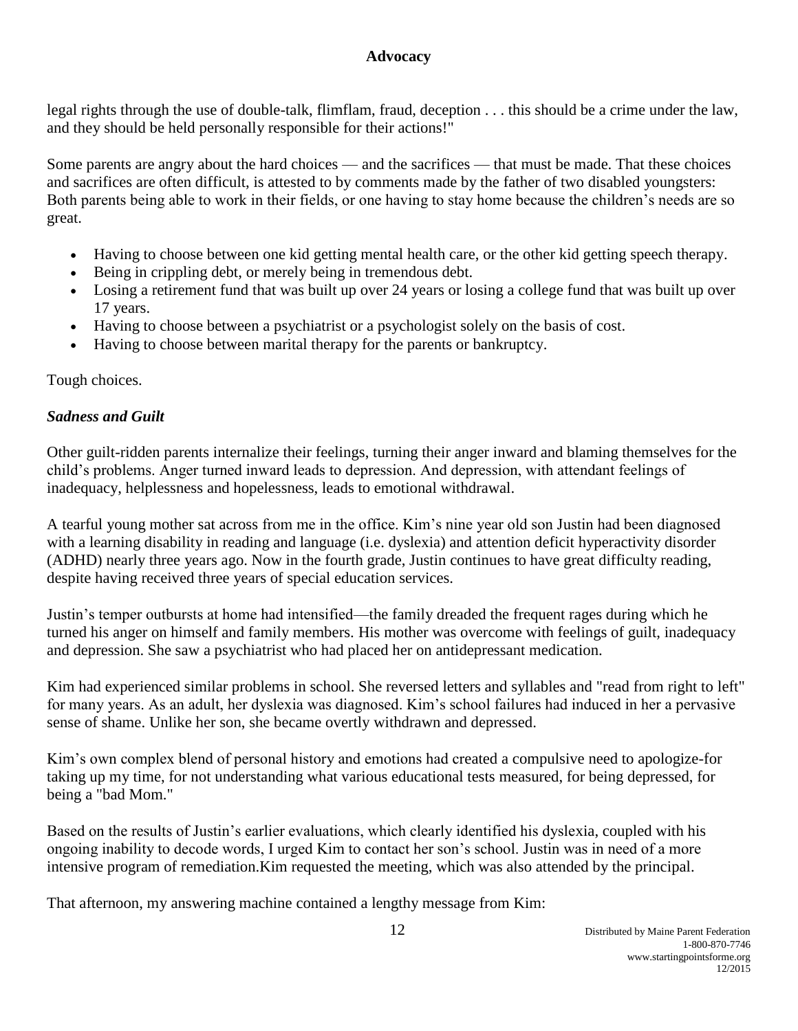legal rights through the use of double-talk, flimflam, fraud, deception . . . this should be a crime under the law, and they should be held personally responsible for their actions!"

Some parents are angry about the hard choices — and the sacrifices — that must be made. That these choices and sacrifices are often difficult, is attested to by comments made by the father of two disabled youngsters: Both parents being able to work in their fields, or one having to stay home because the children's needs are so great.

- Having to choose between one kid getting mental health care, or the other kid getting speech therapy.
- Being in crippling debt, or merely being in tremendous debt.
- Losing a retirement fund that was built up over 24 years or losing a college fund that was built up over 17 years.
- Having to choose between a psychiatrist or a psychologist solely on the basis of cost.
- Having to choose between marital therapy for the parents or bankruptcy.

Tough choices.

### *Sadness and Guilt*

Other guilt-ridden parents internalize their feelings, turning their anger inward and blaming themselves for the child's problems. Anger turned inward leads to depression. And depression, with attendant feelings of inadequacy, helplessness and hopelessness, leads to emotional withdrawal.

A tearful young mother sat across from me in the office. Kim's nine year old son Justin had been diagnosed with a learning disability in reading and language (i.e. dyslexia) and attention deficit hyperactivity disorder (ADHD) nearly three years ago. Now in the fourth grade, Justin continues to have great difficulty reading, despite having received three years of special education services.

Justin's temper outbursts at home had intensified—the family dreaded the frequent rages during which he turned his anger on himself and family members. His mother was overcome with feelings of guilt, inadequacy and depression. She saw a psychiatrist who had placed her on antidepressant medication.

Kim had experienced similar problems in school. She reversed letters and syllables and "read from right to left" for many years. As an adult, her dyslexia was diagnosed. Kim's school failures had induced in her a pervasive sense of shame. Unlike her son, she became overtly withdrawn and depressed.

Kim's own complex blend of personal history and emotions had created a compulsive need to apologize-for taking up my time, for not understanding what various educational tests measured, for being depressed, for being a "bad Mom."

Based on the results of Justin's earlier evaluations, which clearly identified his dyslexia, coupled with his ongoing inability to decode words, I urged Kim to contact her son's school. Justin was in need of a more intensive program of remediation.Kim requested the meeting, which was also attended by the principal.

That afternoon, my answering machine contained a lengthy message from Kim: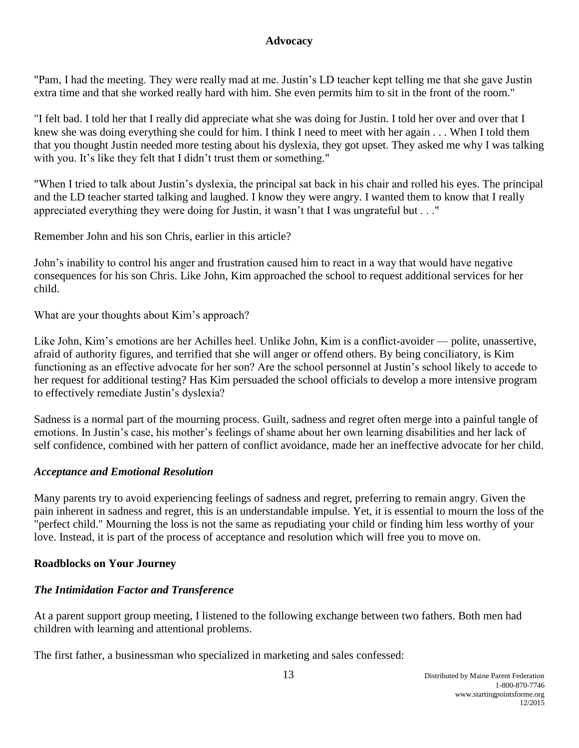**Advocacy**

"Pam, I had the meeting. They were really mad at me. Justin's LD teacher kept telling me that she gave Justin extra time and that she worked really hard with him. She even permits him to sit in the front of the room."

"I felt bad. I told her that I really did appreciate what she was doing for Justin. I told her over and over that I knew she was doing everything she could for him. I think I need to meet with her again . . . When I told them that you thought Justin needed more testing about his dyslexia, they got upset. They asked me why I was talking with you. It's like they felt that I didn't trust them or something."

"When I tried to talk about Justin's dyslexia, the principal sat back in his chair and rolled his eyes. The principal and the LD teacher started talking and laughed. I know they were angry. I wanted them to know that I really appreciated everything they were doing for Justin, it wasn't that I was ungrateful but . . ."

Remember John and his son Chris, earlier in this article?

John's inability to control his anger and frustration caused him to react in a way that would have negative consequences for his son Chris. Like John, Kim approached the school to request additional services for her child.

What are your thoughts about Kim's approach?

Like John, Kim's emotions are her Achilles heel. Unlike John, Kim is a conflict-avoider — polite, unassertive, afraid of authority figures, and terrified that she will anger or offend others. By being conciliatory, is Kim functioning as an effective advocate for her son? Are the school personnel at Justin's school likely to accede to her request for additional testing? Has Kim persuaded the school officials to develop a more intensive program to effectively remediate Justin's dyslexia?

Sadness is a normal part of the mourning process. Guilt, sadness and regret often merge into a painful tangle of emotions. In Justin's case, his mother's feelings of shame about her own learning disabilities and her lack of self confidence, combined with her pattern of conflict avoidance, made her an ineffective advocate for her child.

### *Acceptance and Emotional Resolution*

Many parents try to avoid experiencing feelings of sadness and regret, preferring to remain angry. Given the pain inherent in sadness and regret, this is an understandable impulse. Yet, it is essential to mourn the loss of the "perfect child." Mourning the loss is not the same as repudiating your child or finding him less worthy of your love. Instead, it is part of the process of acceptance and resolution which will free you to move on.

## Roadblocks on Your Journey

### *The Intimidation Factor and Transference*

At a parent support group meeting, I listened to the following exchange between two fathers. Both men had children with learning and attentional problems.

The first father, a businessman who specialized in marketing and sales confessed: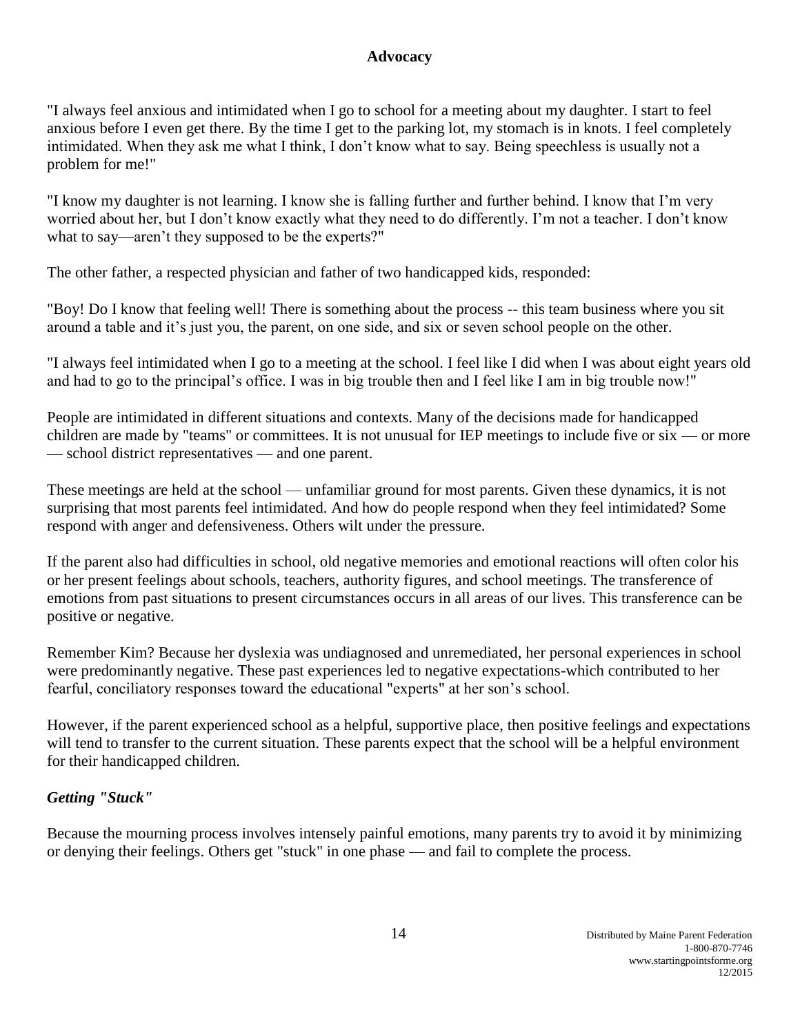## Advocacy

"I always feel anxious and intimidated when I go to school for a meeting about my daughter. I start to feel anxious before I even get there. By the time I get to the parking lot, my stomach is in knots. I feel completely intimidated. When they ask me what I think, I don't know what to say. Being speechless is usually not a problem for me!"

"I know my daughter is not learning. I know she is falling further and further behind. I know that I'm very worried about her, but I don't know exactly what they need to do differently. I'm not a teacher. I don't know what to say—aren't they supposed to be the experts?"

The other father, a respected physician and father of two handicapped kids, responded:

"Boy! Do I know that feeling well! There is something about the process -- this team business where you sit around a table and it's just you, the parent, on one side, and six or seven school people on the other.

"I always feel intimidated when I go to a meeting at the school. I feel like I did when I was about eight years old and had to go to the principal's office. I was in big trouble then and I feel like I am in big trouble now!"

People are intimidated in different situations and contexts. Many of the decisions made for handicapped children are made by "teams" or committees. It is not unusual for IEP meetings to include five or six — or more — school district representatives — and one parent.

These meetings are held at the school — unfamiliar ground for most parents. Given these dynamics, it is not surprising that most parents feel intimidated. And how do people respond when they feel intimidated? Some respond with anger and defensiveness. Others wilt under the pressure.

If the parent also had difficulties in school, old negative memories and emotional reactions will often color his or her present feelings about schools, teachers, authority figures, and school meetings. The transference of emotions from past situations to present circumstances occurs in all areas of our lives. This transference can be positive or negative.

Remember Kim? Because her dyslexia was undiagnosed and unremediated, her personal experiences in school were predominantly negative. These past experiences led to negative expectations-which contributed to her fearful, conciliatory responses toward the educational "experts" at her son's school.

However, if the parent experienced school as a helpful, supportive place, then positive feelings and expectations will tend to transfer to the current situation. These parents expect that the school will be a helpful environment for their handicapped children.

### *Getting "Stuck"*

Because the mourning process involves intensely painful emotions, many parents try to avoid it by minimizing or denying their feelings. Others get "stuck" in one phase — and fail to complete the process.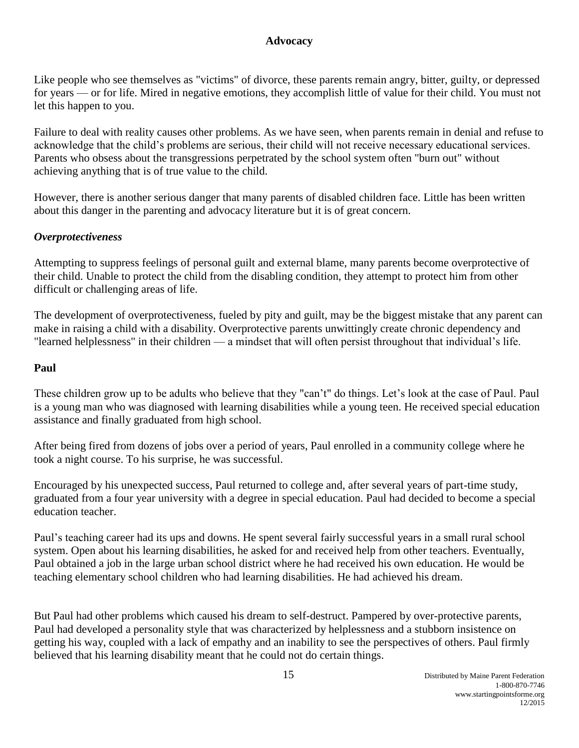## Advocacy

Like people who see themselves as "victims" of divorce, these parents remain angry, bitter, guilty, or depressed for years — or for life. Mired in negative emotions, they accomplish little of value for their child. You must not let this happen to you.

Failure to deal with reality causes other problems. As we have seen, when parents remain in denial and refuse to acknowledge that the child's problems are serious, their child will not receive necessary educational services. Parents who obsess about the transgressions perpetrated by the school system often "burn out" without achieving anything that is of true value to the child.

However, there is another serious danger that many parents of disabled children face. Little has been written about this danger in the parenting and advocacy literature but it is of great concern.

### *Overprotectiveness*

Attempting to suppress feelings of personal guilt and external blame, many parents become overprotective of their child. Unable to protect the child from the disabling condition, they attempt to protect him from other difficult or challenging areas of life.

The development of overprotectiveness, fueled by pity and guilt, may be the biggest mistake that any parent can make in raising a child with a disability. Overprotective parents unwittingly create chronic dependency and "learned helplessness" in their children — a mindset that will often persist throughout that individual's life.

### Paul

These children grow up to be adults who believe that they "can't" do things. Let's look at the case of Paul. Paul is a young man who was diagnosed with learning disabilities while a young teen. He received special education assistance and finally graduated from high school.

After being fired from dozens of jobs over a period of years, Paul enrolled in a community college where he took a night course. To his surprise, he was successful.

Encouraged by his unexpected success, Paul returned to college and, after several years of part-time study, graduated from a four year university with a degree in special education. Paul had decided to become a special education teacher.

Paul's teaching career had its ups and downs. He spent several fairly successful years in a small rural school system. Open about his learning disabilities, he asked for and received help from other teachers. Eventually, Paul obtained a job in the large urban school district where he had received his own education. He would be teaching elementary school children who had learning disabilities. He had achieved his dream.

But Paul had other problems which caused his dream to self-destruct. Pampered by over-protective parents, Paul had developed a personality style that was characterized by helplessness and a stubborn insistence on getting his way, coupled with a lack of empathy and an inability to see the perspectives of others. Paul firmly believed that his learning disability meant that he could not do certain things.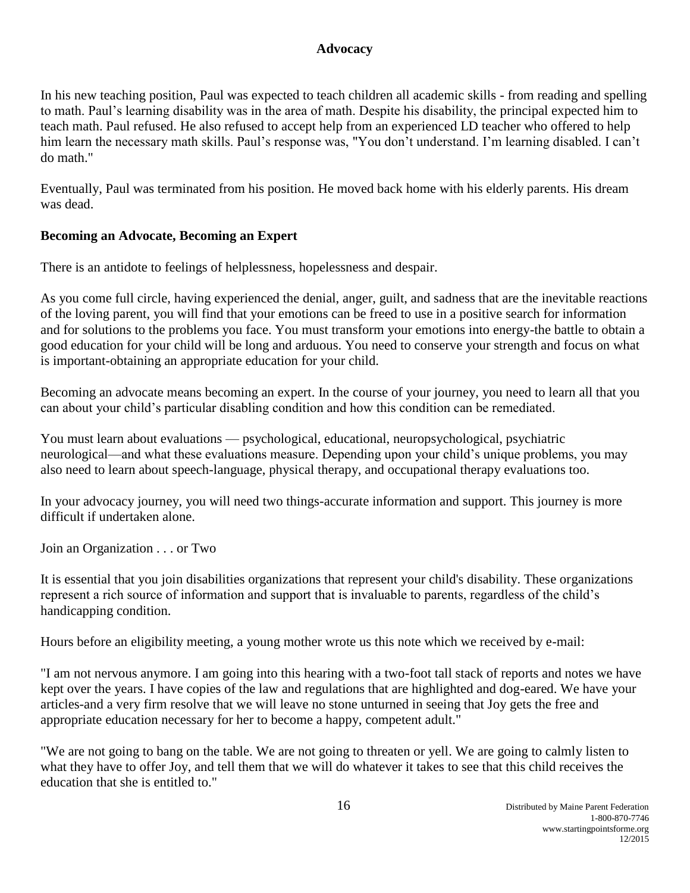**Advocacy**

In his new teaching position, Paul was expected to teach children all academic skills - from reading and spelling to math. Paul's learning disability was in the area of math. Despite his disability, the principal expected him to teach math. Paul refused. He also refused to accept help from an experienced LD teacher who offered to help him learn the necessary math skills. Paul's response was, "You don't understand. I'm learning disabled. I can't do math."

Eventually, Paul was terminated from his position. He moved back home with his elderly parents. His dream was dead.

## Becoming an Advocate, Becoming an Expert

There is an antidote to feelings of helplessness, hopelessness and despair.

As you come full circle, having experienced the denial, anger, guilt, and sadness that are the inevitable reactions of the loving parent, you will find that your emotions can be freed to use in a positive search for information and for solutions to the problems you face. You must transform your emotions into energy-the battle to obtain a good education for your child will be long and arduous. You need to conserve your strength and focus on what is important-obtaining an appropriate education for your child.

Becoming an advocate means becoming an expert. In the course of your journey, you need to learn all that you can about your child's particular disabling condition and how this condition can be remediated.

You must learn about evaluations — psychological, educational, neuropsychological, psychiatric neurological—and what these evaluations measure. Depending upon your child's unique problems, you may also need to learn about speech-language, physical therapy, and occupational therapy evaluations too.

In your advocacy journey, you will need two things-accurate information and support. This journey is more difficult if undertaken alone.

Join an Organization . . . or Two

It is essential that you join disabilities organizations that represent your child's disability. These organizations represent a rich source of information and support that is invaluable to parents, regardless of the child's handicapping condition.

Hours before an eligibility meeting, a young mother wrote us this note which we received by e-mail:

"I am not nervous anymore. I am going into this hearing with a two-foot tall stack of reports and notes we have kept over the years. I have copies of the law and regulations that are highlighted and dog-eared. We have your articles-and a very firm resolve that we will leave no stone unturned in seeing that Joy gets the free and appropriate education necessary for her to become a happy, competent adult."

"We are not going to bang on the table. We are not going to threaten or yell. We are going to calmly listen to what they have to offer Joy, and tell them that we will do whatever it takes to see that this child receives the education that she is entitled to."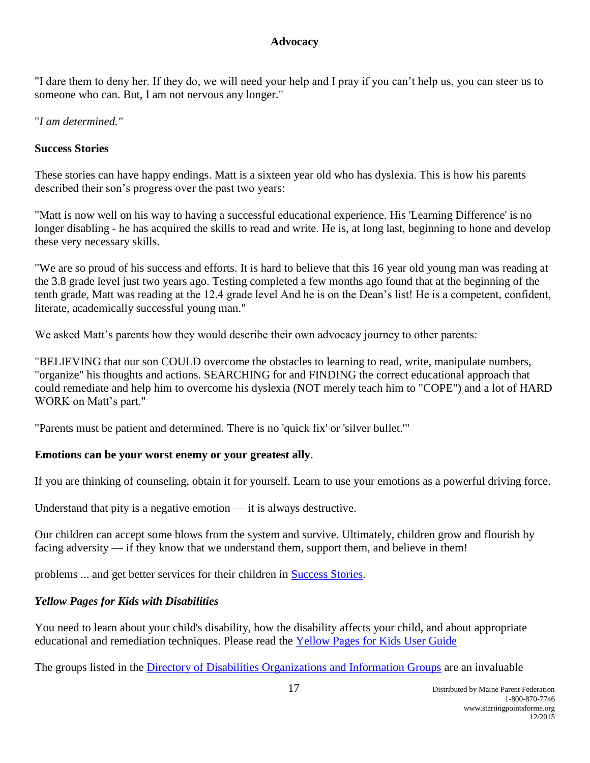"I dare them to deny her. If they do, we will need your help and I pray if you can't help us, you can steer us to someone who can. But, I am not nervous any longer."

"*I am determined."*

### Success Stories

These stories can have happy endings. Matt is a sixteen year old who has dyslexia. This is how his parents described their son's progress over the past two years:

"Matt is now well on his way to having a successful educational experience. His 'Learning Difference' is no longer disabling - he has acquired the skills to read and write. He is, at long last, beginning to hone and develop these very necessary skills.

"We are so proud of his success and efforts. It is hard to believe that this 16 year old young man was reading at the 3.8 grade level just two years ago. Testing completed a few months ago found that at the beginning of the tenth grade, Matt was reading at the 12.4 grade level And he is on the Dean's list! He is a competent, confident, literate, academically successful young man."

We asked Matt's parents how they would describe their own advocacy journey to other parents:

"BELIEVING that our son COULD overcome the obstacles to learning to read, write, manipulate numbers, "organize" his thoughts and actions. SEARCHING for and FINDING the correct educational approach that could remediate and help him to overcome his dyslexia (NOT merely teach him to "COPE") and a lot of HARD WORK on Matt's part."

"Parents must be patient and determined. There is no 'quick fix' or 'silver bullet.'"

**Emotions can be your worst enemy or your greatest ally**.

If you are thinking of counseling, obtain it for yourself. Learn to use your emotions as a powerful driving force.

Understand that pity is a negative emotion — it is always destructive.

Our children can accept some blows from the system and survive. Ultimately, children grow and flourish by facing adversity — if they know that we understand them, support them, and believe in them!

problems ... and get better services for their children in Success Stories.

### *Yellow Pages for Kids with Disabilities*

You need to learn about your child's disability, how the disability affects your child, and about appropriate educational and remediation techniques. Please read the Yellow Pages for Kids User Guide

The groups listed in the Directory of Disabilities Organizations and Information Groups are an invaluable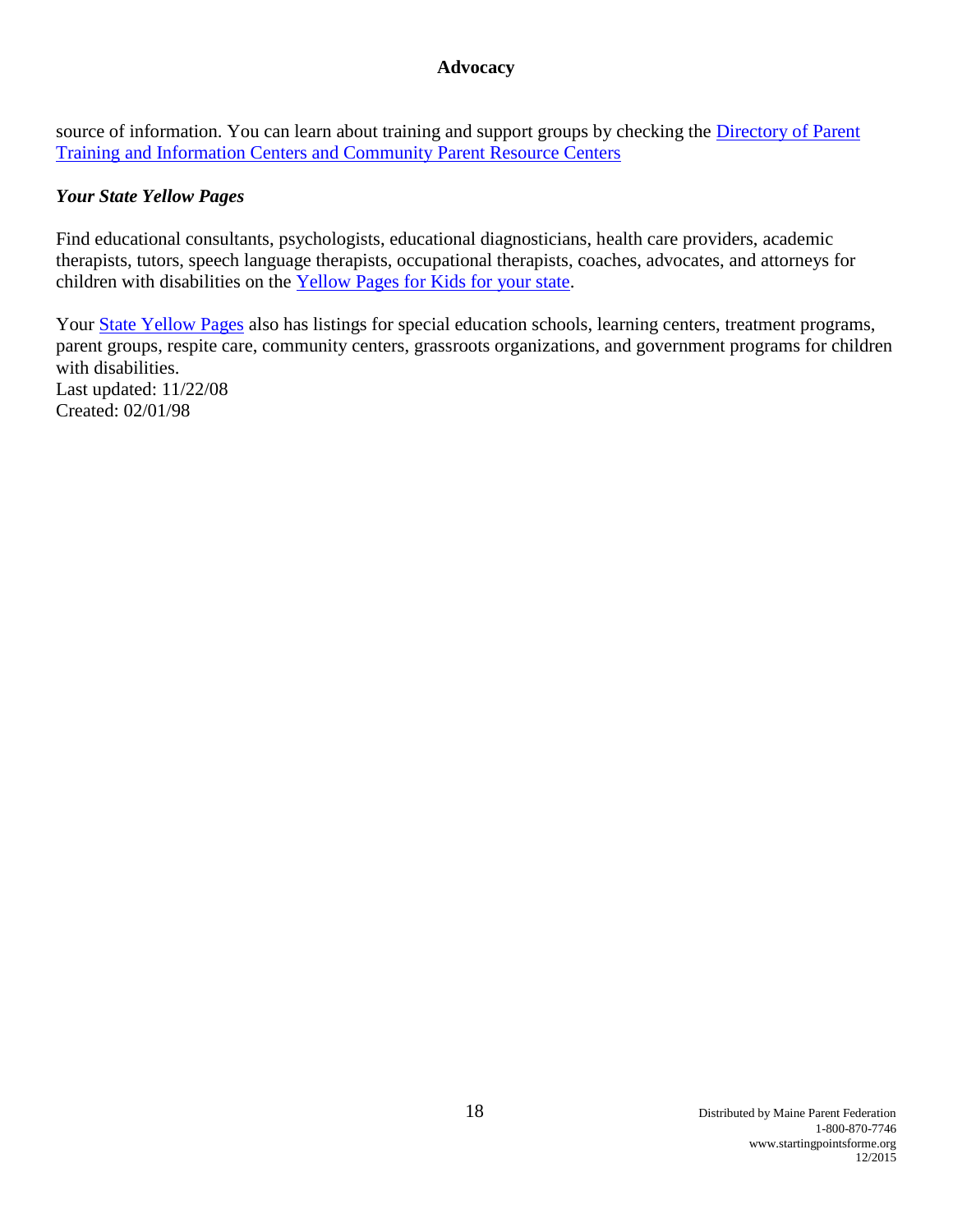source of information. You can learn about training and support groups by checking the Directory of Parent Training and Information Centers and Community Parent Resource Centers

### *Your State Yellow Pages*

Find educational consultants, psychologists, educational diagnosticians, health care providers, academic therapists, tutors, speech language therapists, occupational therapists, coaches, advocates, and attorneys for children with disabilities on the Yellow Pages for Kids for your state.

Your State Yellow Pages also has listings for special education schools, learning centers, treatment programs, parent groups, respite care, community centers, grassroots organizations, and government programs for children with disabilities.
Last updated: 11/22/08
Created: 02/01/98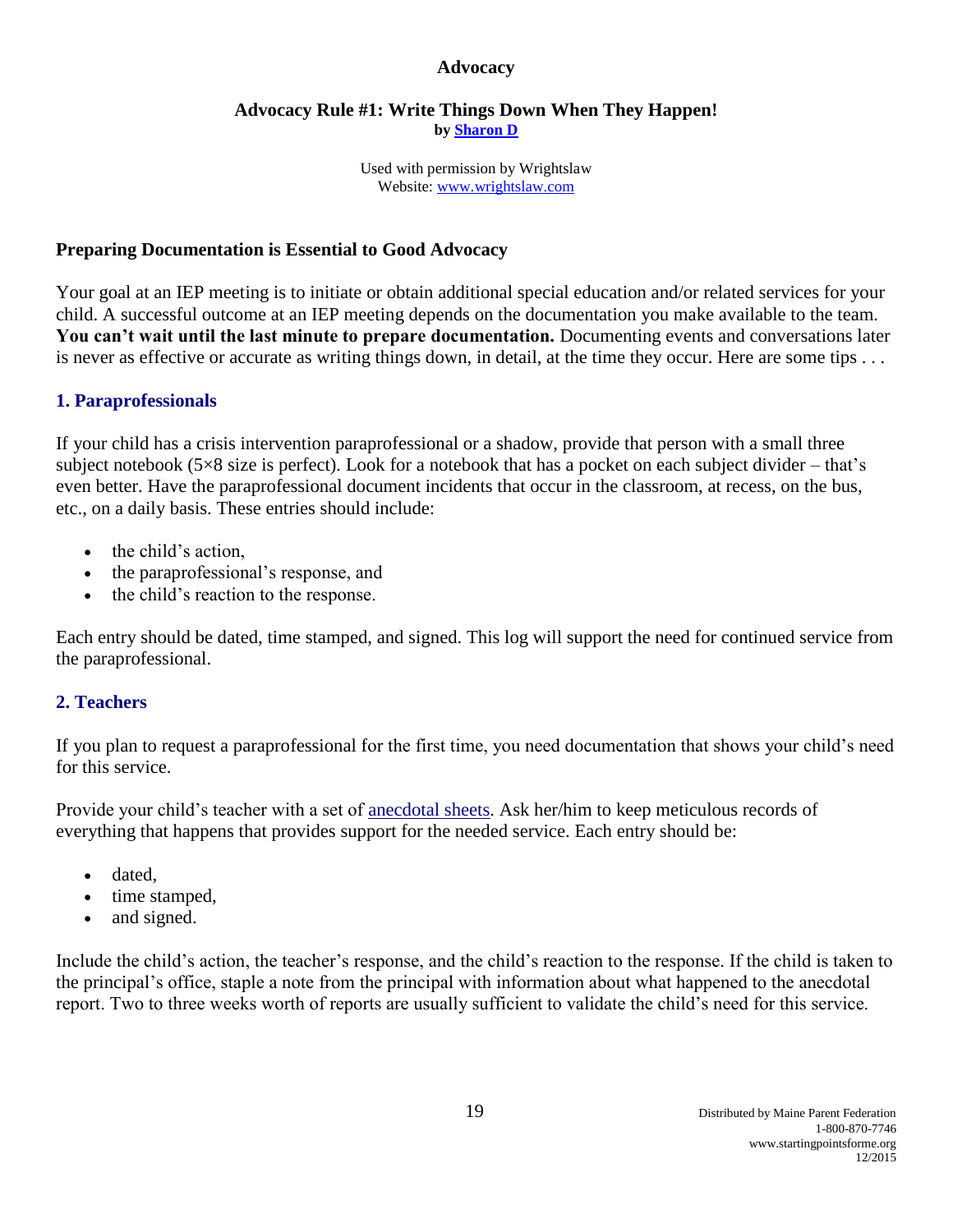## Advocacy

### Advocacy Rule #1: Write Things Down When They Happen!

**by Sharon D**

Used with permission by Wrightslaw
Website: www.wrightslaw.com

### Preparing Documentation is Essential to Good Advocacy

Your goal at an IEP meeting is to initiate or obtain additional special education and/or related services for your child. A successful outcome at an IEP meeting depends on the documentation you make available to the team. **You can't wait until the last minute to prepare documentation.** Documenting events and conversations later is never as effective or accurate as writing things down, in detail, at the time they occur. Here are some tips . . .

### 1. Paraprofessionals

If your child has a crisis intervention paraprofessional or a shadow, provide that person with a small three subject notebook (5×8 size is perfect). Look for a notebook that has a pocket on each subject divider – that's even better. Have the paraprofessional document incidents that occur in the classroom, at recess, on the bus, etc., on a daily basis. These entries should include:

- the child's action,
- the paraprofessional's response, and
- the child's reaction to the response.

Each entry should be dated, time stamped, and signed. This log will support the need for continued service from the paraprofessional.

### 2. Teachers

If you plan to request a paraprofessional for the first time, you need documentation that shows your child's need for this service.

Provide your child's teacher with a set of anecdotal sheets. Ask her/him to keep meticulous records of everything that happens that provides support for the needed service. Each entry should be:

- dated,
- time stamped,
- and signed.

Include the child's action, the teacher's response, and the child's reaction to the response. If the child is taken to the principal's office, staple a note from the principal with information about what happened to the anecdotal report. Two to three weeks worth of reports are usually sufficient to validate the child's need for this service.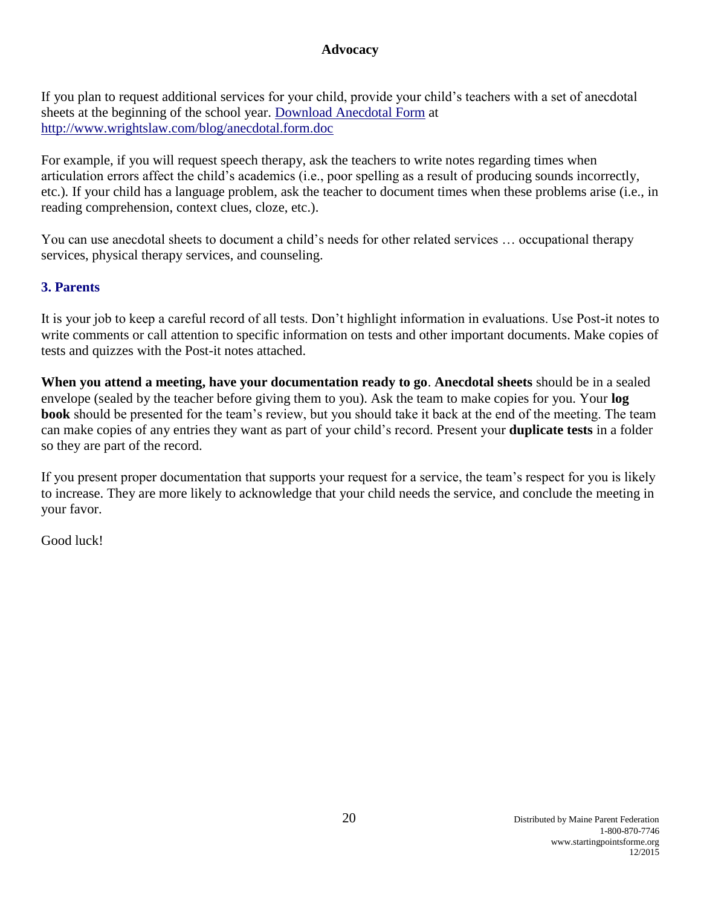**Advocacy**

If you plan to request additional services for your child, provide your child's teachers with a set of anecdotal sheets at the beginning of the school year. [Download Anecdotal Form](http://www.wrightslaw.com/blog/anecdotal.form.doc) at http://www.wrightslaw.com/blog/anecdotal.form.doc

For example, if you will request speech therapy, ask the teachers to write notes regarding times when articulation errors affect the child's academics (i.e., poor spelling as a result of producing sounds incorrectly, etc.). If your child has a language problem, ask the teacher to document times when these problems arise (i.e., in reading comprehension, context clues, cloze, etc.).

You can use anecdotal sheets to document a child's needs for other related services … occupational therapy services, physical therapy services, and counseling.

### 3. Parents

It is your job to keep a careful record of all tests. Don't highlight information in evaluations. Use Post-it notes to write comments or call attention to specific information on tests and other important documents. Make copies of tests and quizzes with the Post-it notes attached.

**When you attend a meeting, have your documentation ready to go**. **Anecdotal sheets** should be in a sealed envelope (sealed by the teacher before giving them to you). Ask the team to make copies for you. Your **log book** should be presented for the team's review, but you should take it back at the end of the meeting. The team can make copies of any entries they want as part of your child's record. Present your **duplicate tests** in a folder so they are part of the record.

If you present proper documentation that supports your request for a service, the team's respect for you is likely to increase. They are more likely to acknowledge that your child needs the service, and conclude the meeting in your favor.

Good luck!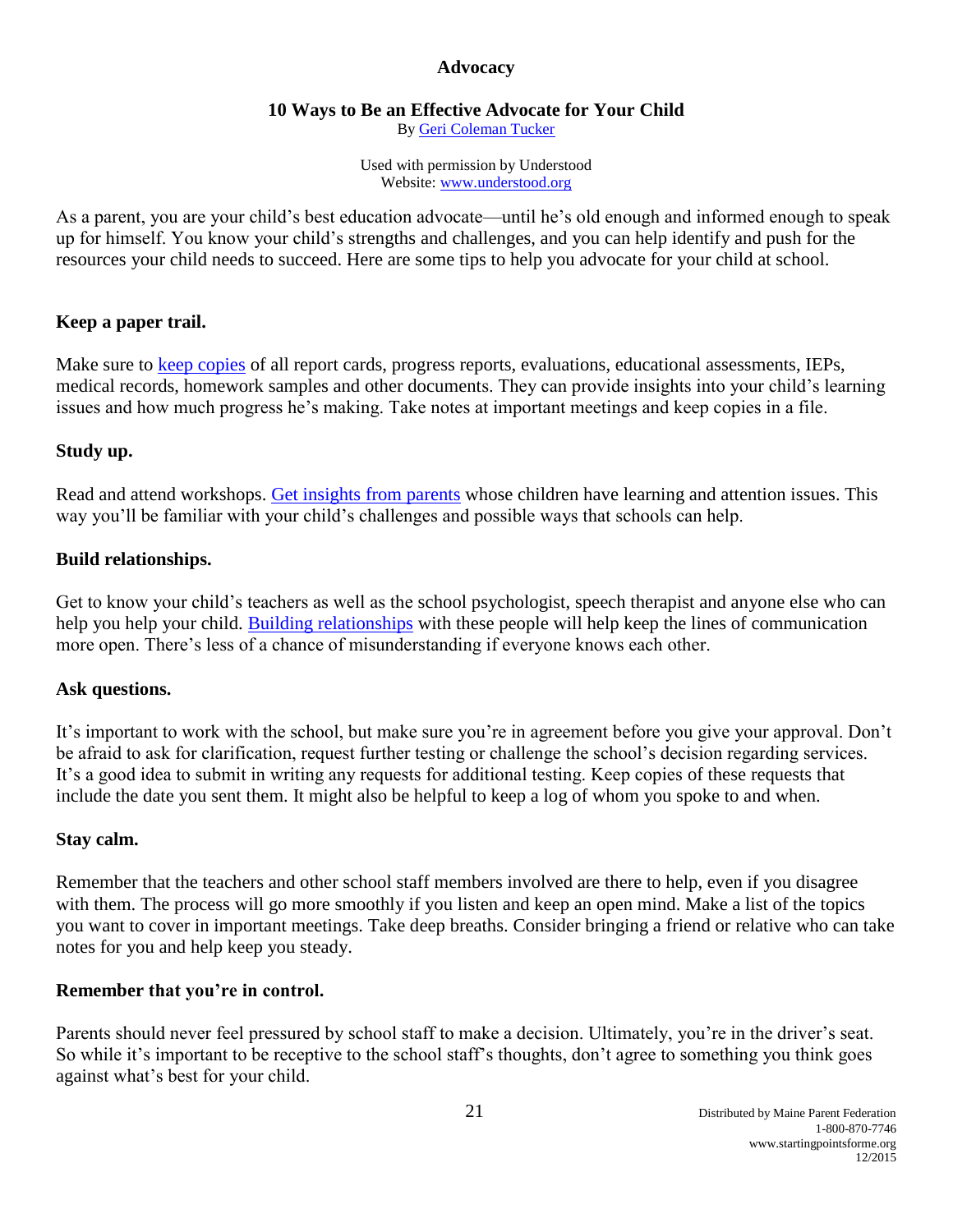# Advocacy

## 10 Ways to Be an Effective Advocate for Your Child

By Geri Coleman Tucker

Used with permission by Understood
Website: www.understood.org

As a parent, you are your child's best education advocate—until he's old enough and informed enough to speak up for himself. You know your child's strengths and challenges, and you can help identify and push for the resources your child needs to succeed. Here are some tips to help you advocate for your child at school.

### Keep a paper trail.

Make sure to keep copies of all report cards, progress reports, evaluations, educational assessments, IEPs, medical records, homework samples and other documents. They can provide insights into your child's learning issues and how much progress he's making. Take notes at important meetings and keep copies in a file.

### Study up.

Read and attend workshops. Get insights from parents whose children have learning and attention issues. This way you'll be familiar with your child's challenges and possible ways that schools can help.

### Build relationships.

Get to know your child's teachers as well as the school psychologist, speech therapist and anyone else who can help you help your child. Building relationships with these people will help keep the lines of communication more open. There's less of a chance of misunderstanding if everyone knows each other.

### Ask questions.

It's important to work with the school, but make sure you're in agreement before you give your approval. Don't be afraid to ask for clarification, request further testing or challenge the school's decision regarding services. It's a good idea to submit in writing any requests for additional testing. Keep copies of these requests that include the date you sent them. It might also be helpful to keep a log of whom you spoke to and when.

### Stay calm.

Remember that the teachers and other school staff members involved are there to help, even if you disagree with them. The process will go more smoothly if you listen and keep an open mind. Make a list of the topics you want to cover in important meetings. Take deep breaths. Consider bringing a friend or relative who can take notes for you and help keep you steady.

### Remember that you're in control.

Parents should never feel pressured by school staff to make a decision. Ultimately, you're in the driver's seat. So while it's important to be receptive to the school staff's thoughts, don't agree to something you think goes against what's best for your child.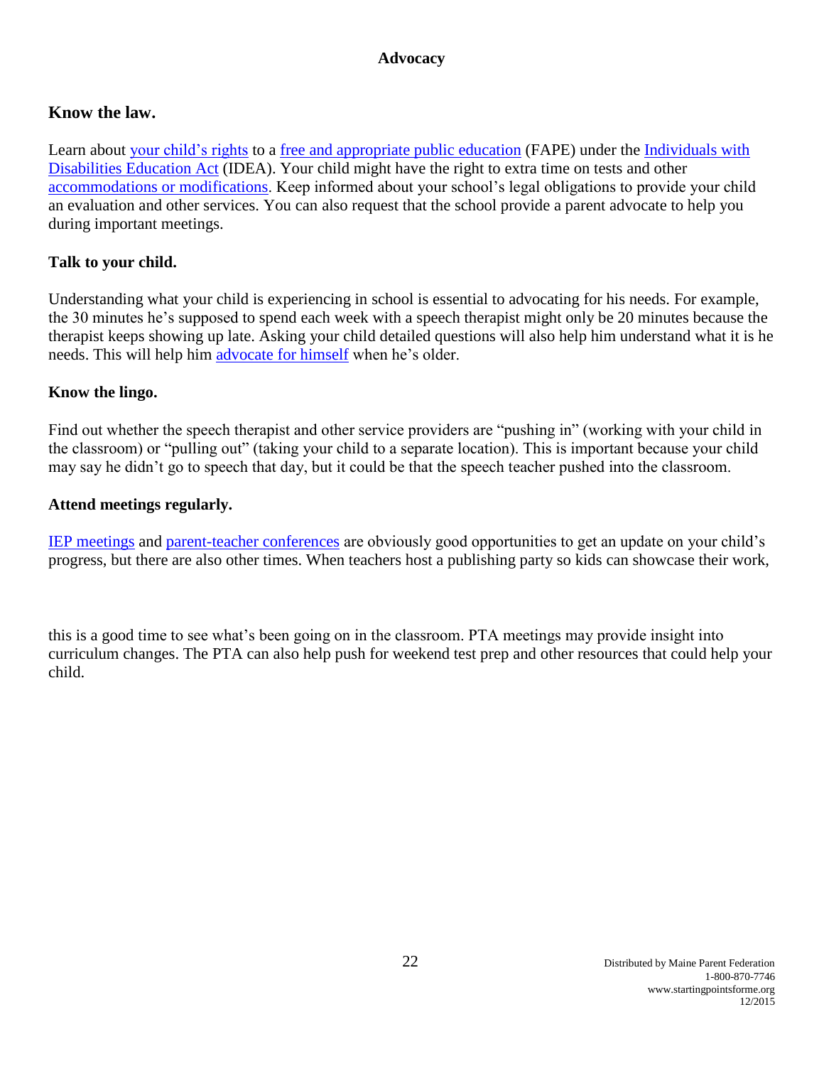## Advocacy

### Know the law.

Learn about your child's rights to a free and appropriate public education (FAPE) under the Individuals with Disabilities Education Act (IDEA). Your child might have the right to extra time on tests and other accommodations or modifications. Keep informed about your school's legal obligations to provide your child an evaluation and other services. You can also request that the school provide a parent advocate to help you during important meetings.

### Talk to your child.

Understanding what your child is experiencing in school is essential to advocating for his needs. For example, the 30 minutes he's supposed to spend each week with a speech therapist might only be 20 minutes because the therapist keeps showing up late. Asking your child detailed questions will also help him understand what it is he needs. This will help him advocate for himself when he's older.

### Know the lingo.

Find out whether the speech therapist and other service providers are "pushing in" (working with your child in the classroom) or "pulling out" (taking your child to a separate location). This is important because your child may say he didn't go to speech that day, but it could be that the speech teacher pushed into the classroom.

### Attend meetings regularly.

IEP meetings and parent-teacher conferences are obviously good opportunities to get an update on your child's progress, but there are also other times. When teachers host a publishing party so kids can showcase their work, this is a good time to see what's been going on in the classroom. PTA meetings may provide insight into curriculum changes. The PTA can also help push for weekend test prep and other resources that could help your child.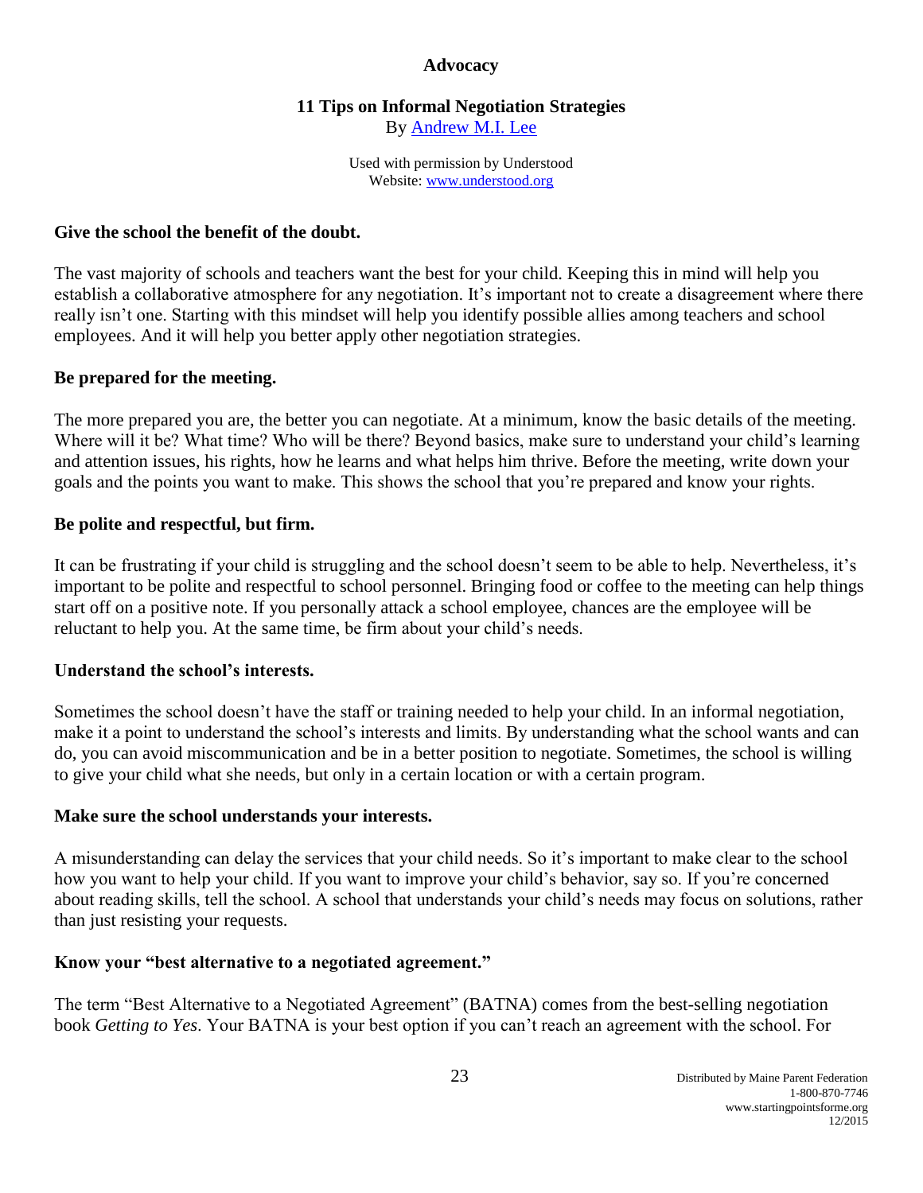**Advocacy**

## 11 Tips on Informal Negotiation Strategies

By [Andrew M.I. Lee]

Used with permission by Understood
Website: www.understood.org

### Give the school the benefit of the doubt.

The vast majority of schools and teachers want the best for your child. Keeping this in mind will help you establish a collaborative atmosphere for any negotiation. It's important not to create a disagreement where there really isn't one. Starting with this mindset will help you identify possible allies among teachers and school employees. And it will help you better apply other negotiation strategies.

### Be prepared for the meeting.

The more prepared you are, the better you can negotiate. At a minimum, know the basic details of the meeting. Where will it be? What time? Who will be there? Beyond basics, make sure to understand your child's learning and attention issues, his rights, how he learns and what helps him thrive. Before the meeting, write down your goals and the points you want to make. This shows the school that you're prepared and know your rights.

### Be polite and respectful, but firm.

It can be frustrating if your child is struggling and the school doesn't seem to be able to help. Nevertheless, it's important to be polite and respectful to school personnel. Bringing food or coffee to the meeting can help things start off on a positive note. If you personally attack a school employee, chances are the employee will be reluctant to help you. At the same time, be firm about your child's needs.

### Understand the school's interests.

Sometimes the school doesn't have the staff or training needed to help your child. In an informal negotiation, make it a point to understand the school's interests and limits. By understanding what the school wants and can do, you can avoid miscommunication and be in a better position to negotiate. Sometimes, the school is willing to give your child what she needs, but only in a certain location or with a certain program.

### Make sure the school understands your interests.

A misunderstanding can delay the services that your child needs. So it's important to make clear to the school how you want to help your child. If you want to improve your child's behavior, say so. If you're concerned about reading skills, tell the school. A school that understands your child's needs may focus on solutions, rather than just resisting your requests.

### Know your "best alternative to a negotiated agreement."

The term "Best Alternative to a Negotiated Agreement" (BATNA) comes from the best-selling negotiation book *Getting to Yes*. Your BATNA is your best option if you can't reach an agreement with the school. For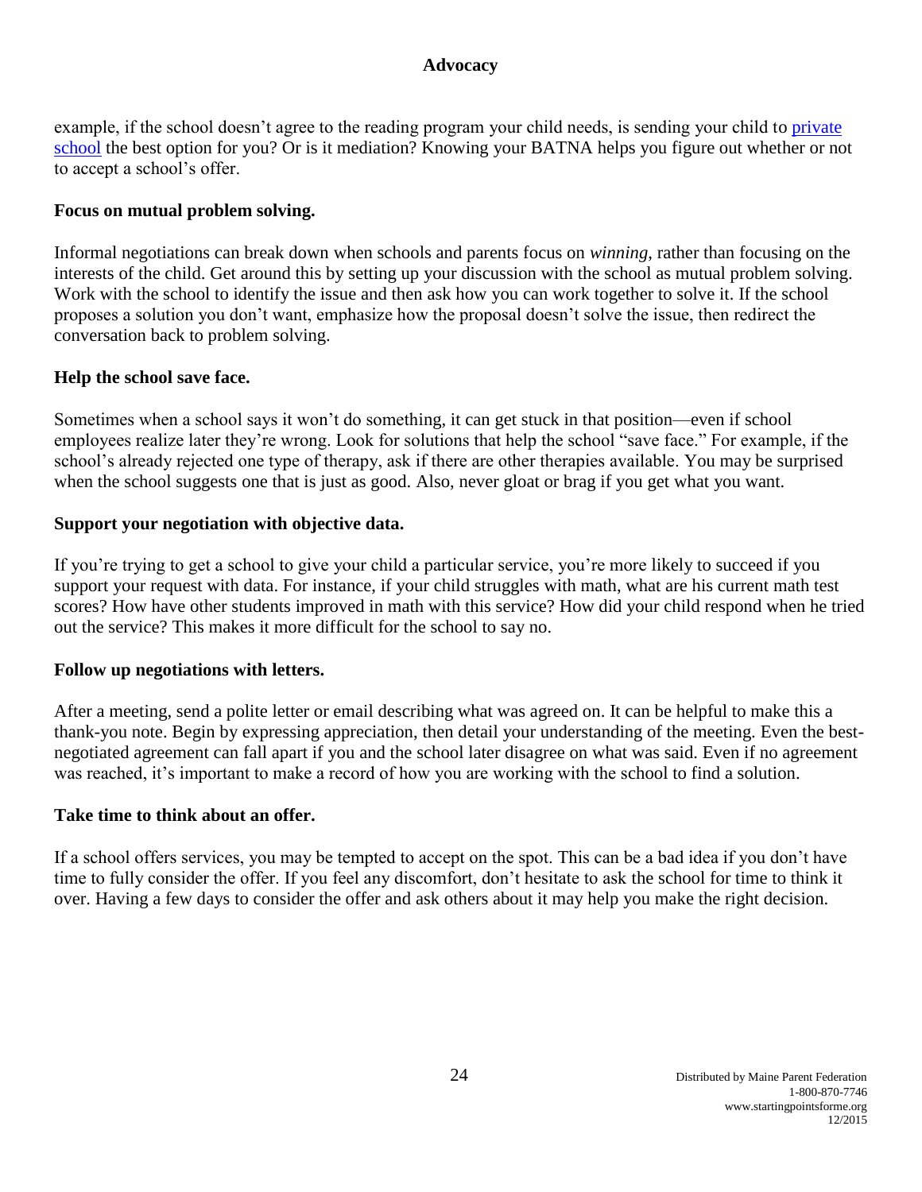example, if the school doesn't agree to the reading program your child needs, is sending your child to [private school](private school) the best option for you? Or is it mediation? Knowing your BATNA helps you figure out whether or not to accept a school's offer.

**Focus on mutual problem solving.**

Informal negotiations can break down when schools and parents focus on *winning*, rather than focusing on the interests of the child. Get around this by setting up your discussion with the school as mutual problem solving. Work with the school to identify the issue and then ask how you can work together to solve it. If the school proposes a solution you don't want, emphasize how the proposal doesn't solve the issue, then redirect the conversation back to problem solving.

**Help the school save face.**

Sometimes when a school says it won't do something, it can get stuck in that position—even if school employees realize later they're wrong. Look for solutions that help the school "save face." For example, if the school's already rejected one type of therapy, ask if there are other therapies available. You may be surprised when the school suggests one that is just as good. Also, never gloat or brag if you get what you want.

**Support your negotiation with objective data.**

If you're trying to get a school to give your child a particular service, you're more likely to succeed if you support your request with data. For instance, if your child struggles with math, what are his current math test scores? How have other students improved in math with this service? How did your child respond when he tried out the service? This makes it more difficult for the school to say no.

**Follow up negotiations with letters.**

After a meeting, send a polite letter or email describing what was agreed on. It can be helpful to make this a thank-you note. Begin by expressing appreciation, then detail your understanding of the meeting. Even the best-negotiated agreement can fall apart if you and the school later disagree on what was said. Even if no agreement was reached, it's important to make a record of how you are working with the school to find a solution.

**Take time to think about an offer.**

If a school offers services, you may be tempted to accept on the spot. This can be a bad idea if you don't have time to fully consider the offer. If you feel any discomfort, don't hesitate to ask the school for time to think it over. Having a few days to consider the offer and ask others about it may help you make the right decision.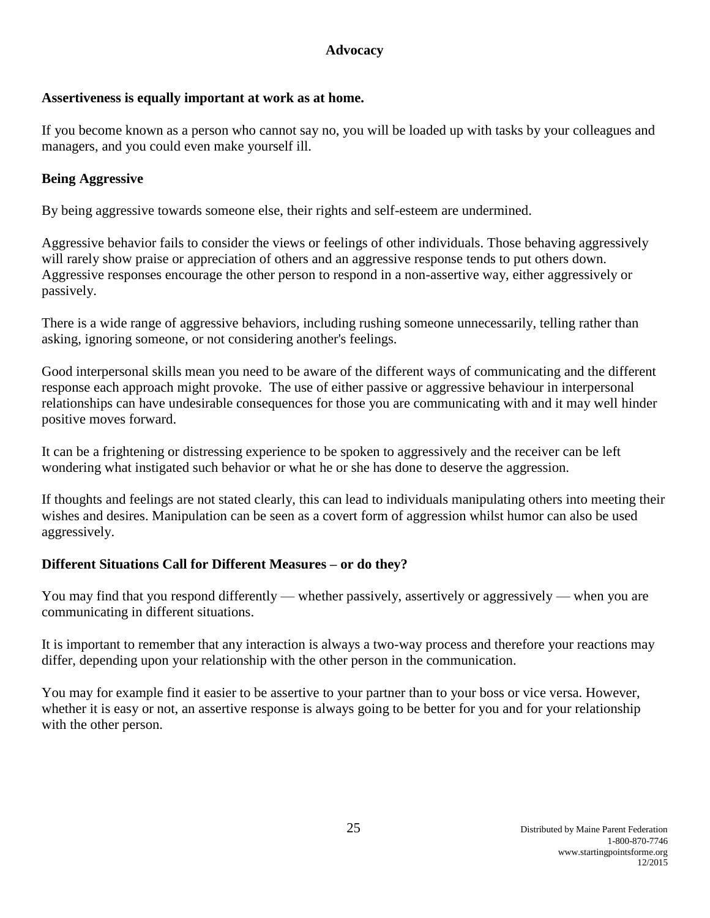# Advocacy

**Assertiveness is equally important at work as at home.**

If you become known as a person who cannot say no, you will be loaded up with tasks by your colleagues and managers, and you could even make yourself ill.

## Being Aggressive

By being aggressive towards someone else, their rights and self-esteem are undermined.

Aggressive behavior fails to consider the views or feelings of other individuals. Those behaving aggressively will rarely show praise or appreciation of others and an aggressive response tends to put others down. Aggressive responses encourage the other person to respond in a non-assertive way, either aggressively or passively.

There is a wide range of aggressive behaviors, including rushing someone unnecessarily, telling rather than asking, ignoring someone, or not considering another's feelings.

Good interpersonal skills mean you need to be aware of the different ways of communicating and the different response each approach might provoke. The use of either passive or aggressive behaviour in interpersonal relationships can have undesirable consequences for those you are communicating with and it may well hinder positive moves forward.

It can be a frightening or distressing experience to be spoken to aggressively and the receiver can be left wondering what instigated such behavior or what he or she has done to deserve the aggression.

If thoughts and feelings are not stated clearly, this can lead to individuals manipulating others into meeting their wishes and desires. Manipulation can be seen as a covert form of aggression whilst humor can also be used aggressively.

## Different Situations Call for Different Measures – or do they?

You may find that you respond differently — whether passively, assertively or aggressively — when you are communicating in different situations.

It is important to remember that any interaction is always a two-way process and therefore your reactions may differ, depending upon your relationship with the other person in the communication.

You may for example find it easier to be assertive to your partner than to your boss or vice versa. However, whether it is easy or not, an assertive response is always going to be better for you and for your relationship with the other person.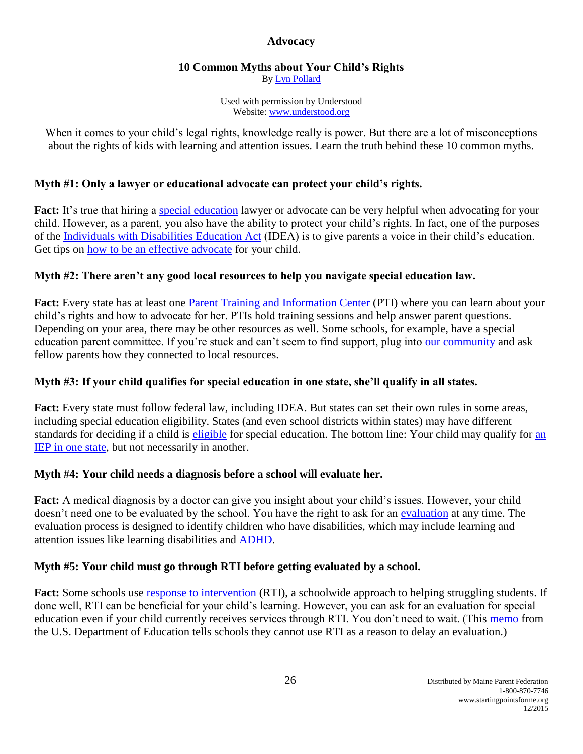## Advocacy

### 10 Common Myths about Your Child's Rights

By Lyn Pollard

Used with permission by Understood
Website: www.understood.org

When it comes to your child's legal rights, knowledge really is power. But there are a lot of misconceptions about the rights of kids with learning and attention issues. Learn the truth behind these 10 common myths.

**Myth #1: Only a lawyer or educational advocate can protect your child's rights.**

**Fact:** It's true that hiring a special education lawyer or advocate can be very helpful when advocating for your child. However, as a parent, you also have the ability to protect your child's rights. In fact, one of the purposes of the Individuals with Disabilities Education Act (IDEA) is to give parents a voice in their child's education. Get tips on how to be an effective advocate for your child.

**Myth #2: There aren't any good local resources to help you navigate special education law.**

**Fact:** Every state has at least one Parent Training and Information Center (PTI) where you can learn about your child's rights and how to advocate for her. PTIs hold training sessions and help answer parent questions. Depending on your area, there may be other resources as well. Some schools, for example, have a special education parent committee. If you're stuck and can't seem to find support, plug into our community and ask fellow parents how they connected to local resources.

**Myth #3: If your child qualifies for special education in one state, she'll qualify in all states.**

**Fact:** Every state must follow federal law, including IDEA. But states can set their own rules in some areas, including special education eligibility. States (and even school districts within states) may have different standards for deciding if a child is eligible for special education. The bottom line: Your child may qualify for an IEP in one state, but not necessarily in another.

**Myth #4: Your child needs a diagnosis before a school will evaluate her.**

**Fact:** A medical diagnosis by a doctor can give you insight about your child's issues. However, your child doesn't need one to be evaluated by the school. You have the right to ask for an evaluation at any time. The evaluation process is designed to identify children who have disabilities, which may include learning and attention issues like learning disabilities and ADHD.

**Myth #5: Your child must go through RTI before getting evaluated by a school.**

**Fact:** Some schools use response to intervention (RTI), a schoolwide approach to helping struggling students. If done well, RTI can be beneficial for your child's learning. However, you can ask for an evaluation for special education even if your child currently receives services through RTI. You don't need to wait. (This memo from the U.S. Department of Education tells schools they cannot use RTI as a reason to delay an evaluation.)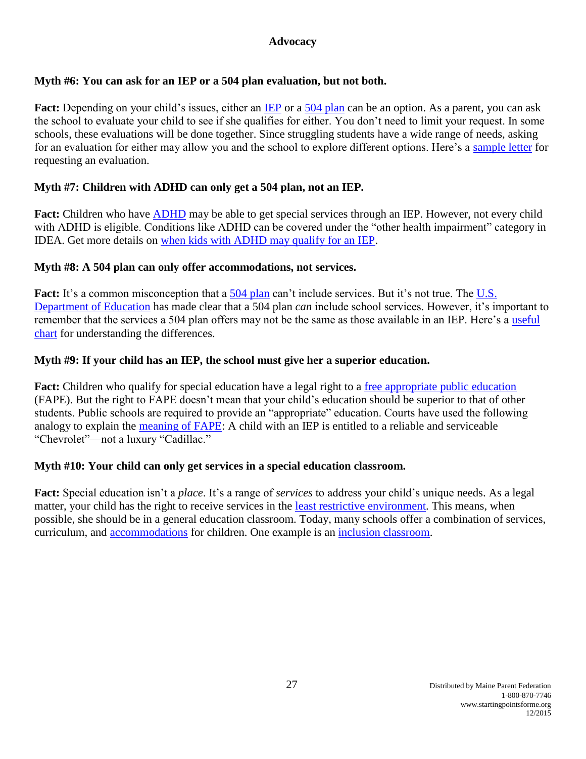## Advocacy

**Myth #6: You can ask for an IEP or a 504 plan evaluation, but not both.**

**Fact:** Depending on your child's issues, either an IEP or a 504 plan can be an option. As a parent, you can ask the school to evaluate your child to see if she qualifies for either. You don't need to limit your request. In some schools, these evaluations will be done together. Since struggling students have a wide range of needs, asking for an evaluation for either may allow you and the school to explore different options. Here's a sample letter for requesting an evaluation.

**Myth #7: Children with ADHD can only get a 504 plan, not an IEP.**

**Fact:** Children who have ADHD may be able to get special services through an IEP. However, not every child with ADHD is eligible. Conditions like ADHD can be covered under the "other health impairment" category in IDEA. Get more details on when kids with ADHD may qualify for an IEP.

**Myth #8: A 504 plan can only offer accommodations, not services.**

**Fact:** It's a common misconception that a 504 plan can't include services. But it's not true. The U.S. Department of Education has made clear that a 504 plan *can* include school services. However, it's important to remember that the services a 504 plan offers may not be the same as those available in an IEP. Here's a useful chart for understanding the differences.

**Myth #9: If your child has an IEP, the school must give her a superior education.**

**Fact:** Children who qualify for special education have a legal right to a free appropriate public education (FAPE). But the right to FAPE doesn't mean that your child's education should be superior to that of other students. Public schools are required to provide an "appropriate" education. Courts have used the following analogy to explain the meaning of FAPE: A child with an IEP is entitled to a reliable and serviceable "Chevrolet"—not a luxury "Cadillac."

**Myth #10: Your child can only get services in a special education classroom.**

**Fact:** Special education isn't a *place*. It's a range of *services* to address your child's unique needs. As a legal matter, your child has the right to receive services in the least restrictive environment. This means, when possible, she should be in a general education classroom. Today, many schools offer a combination of services, curriculum, and accommodations for children. One example is an inclusion classroom.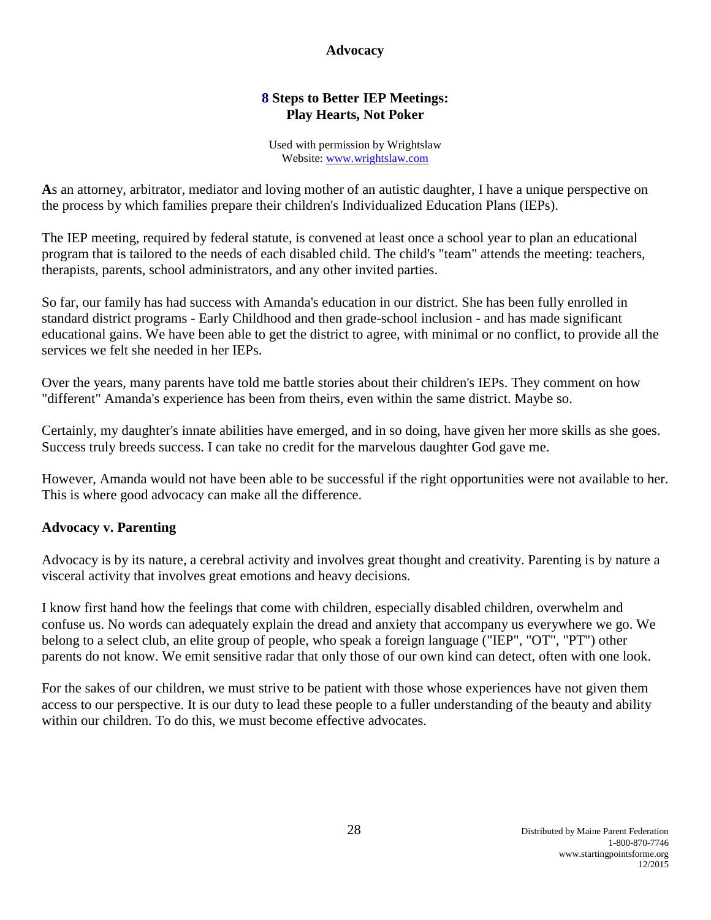# Advocacy

## 8 Steps to Better IEP Meetings: Play Hearts, Not Poker

Used with permission by Wrightslaw
Website: www.wrightslaw.com

**A**s an attorney, arbitrator, mediator and loving mother of an autistic daughter, I have a unique perspective on the process by which families prepare their children's Individualized Education Plans (IEPs).

The IEP meeting, required by federal statute, is convened at least once a school year to plan an educational program that is tailored to the needs of each disabled child. The child's "team" attends the meeting: teachers, therapists, parents, school administrators, and any other invited parties.

So far, our family has had success with Amanda's education in our district. She has been fully enrolled in standard district programs - Early Childhood and then grade-school inclusion - and has made significant educational gains. We have been able to get the district to agree, with minimal or no conflict, to provide all the services we felt she needed in her IEPs.

Over the years, many parents have told me battle stories about their children's IEPs. They comment on how "different" Amanda's experience has been from theirs, even within the same district. Maybe so.

Certainly, my daughter's innate abilities have emerged, and in so doing, have given her more skills as she goes. Success truly breeds success. I can take no credit for the marvelous daughter God gave me.

However, Amanda would not have been able to be successful if the right opportunities were not available to her. This is where good advocacy can make all the difference.

### Advocacy v. Parenting

Advocacy is by its nature, a cerebral activity and involves great thought and creativity. Parenting is by nature a visceral activity that involves great emotions and heavy decisions.

I know first hand how the feelings that come with children, especially disabled children, overwhelm and confuse us. No words can adequately explain the dread and anxiety that accompany us everywhere we go. We belong to a select club, an elite group of people, who speak a foreign language ("IEP", "OT", "PT") other parents do not know. We emit sensitive radar that only those of our own kind can detect, often with one look.

For the sakes of our children, we must strive to be patient with those whose experiences have not given them access to our perspective. It is our duty to lead these people to a fuller understanding of the beauty and ability within our children. To do this, we must become effective advocates.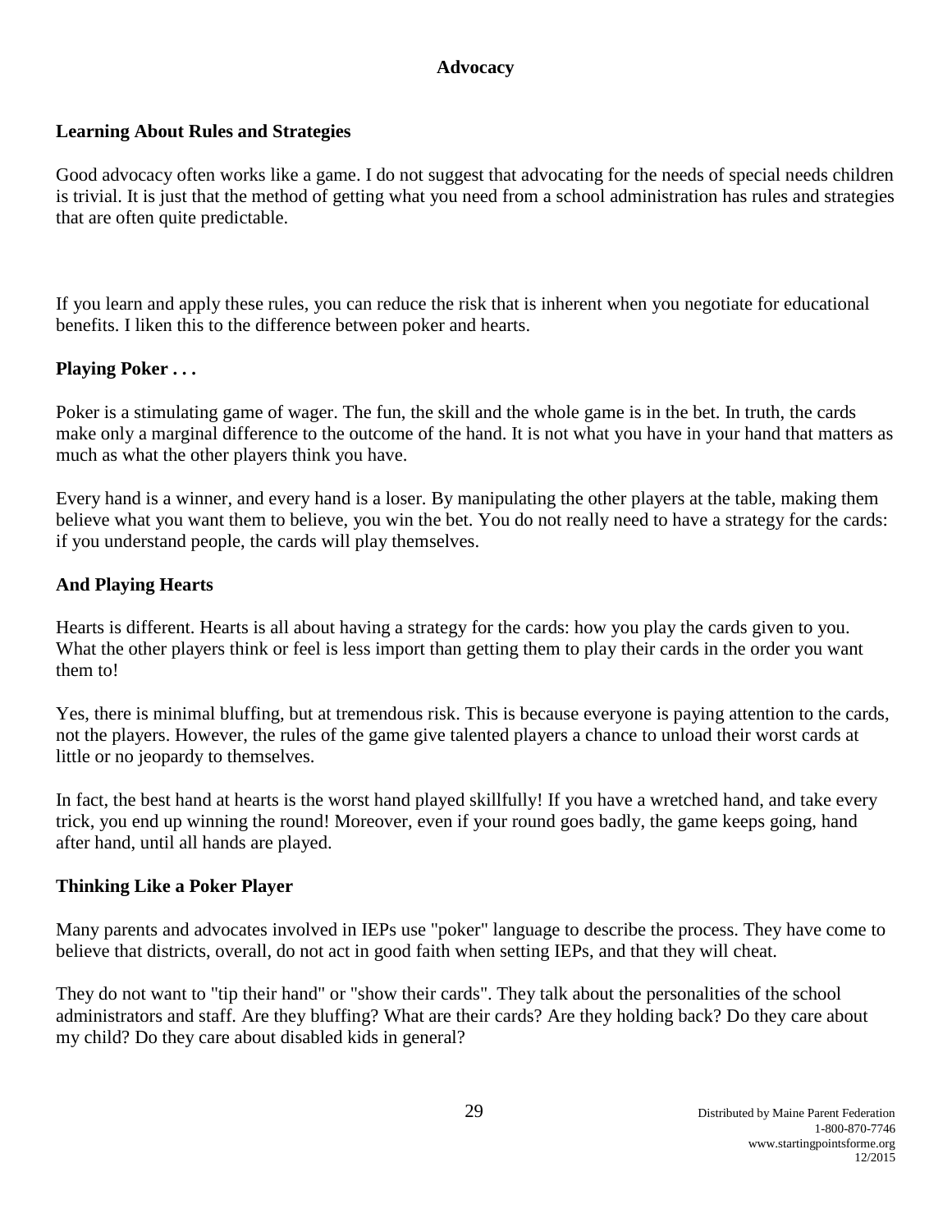## Advocacy

### Learning About Rules and Strategies

Good advocacy often works like a game. I do not suggest that advocating for the needs of special needs children is trivial. It is just that the method of getting what you need from a school administration has rules and strategies that are often quite predictable.

If you learn and apply these rules, you can reduce the risk that is inherent when you negotiate for educational benefits. I liken this to the difference between poker and hearts.

### Playing Poker . . .

Poker is a stimulating game of wager. The fun, the skill and the whole game is in the bet. In truth, the cards make only a marginal difference to the outcome of the hand. It is not what you have in your hand that matters as much as what the other players think you have.

Every hand is a winner, and every hand is a loser. By manipulating the other players at the table, making them believe what you want them to believe, you win the bet. You do not really need to have a strategy for the cards: if you understand people, the cards will play themselves.

### And Playing Hearts

Hearts is different. Hearts is all about having a strategy for the cards: how you play the cards given to you. What the other players think or feel is less import than getting them to play their cards in the order you want them to!

Yes, there is minimal bluffing, but at tremendous risk. This is because everyone is paying attention to the cards, not the players. However, the rules of the game give talented players a chance to unload their worst cards at little or no jeopardy to themselves.

In fact, the best hand at hearts is the worst hand played skillfully! If you have a wretched hand, and take every trick, you end up winning the round! Moreover, even if your round goes badly, the game keeps going, hand after hand, until all hands are played.

### Thinking Like a Poker Player

Many parents and advocates involved in IEPs use "poker" language to describe the process. They have come to believe that districts, overall, do not act in good faith when setting IEPs, and that they will cheat.

They do not want to "tip their hand" or "show their cards". They talk about the personalities of the school administrators and staff. Are they bluffing? What are their cards? Are they holding back? Do they care about my child? Do they care about disabled kids in general?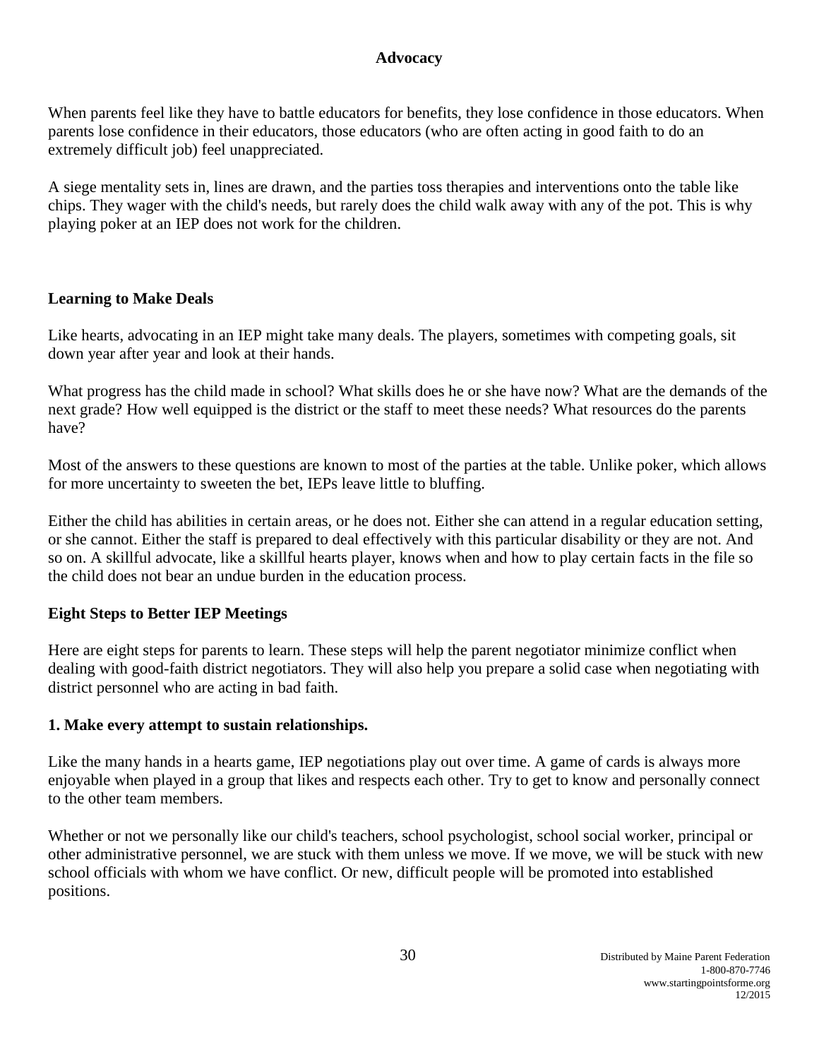## Advocacy

When parents feel like they have to battle educators for benefits, they lose confidence in those educators. When parents lose confidence in their educators, those educators (who are often acting in good faith to do an extremely difficult job) feel unappreciated.

A siege mentality sets in, lines are drawn, and the parties toss therapies and interventions onto the table like chips. They wager with the child's needs, but rarely does the child walk away with any of the pot. This is why playing poker at an IEP does not work for the children.

### Learning to Make Deals

Like hearts, advocating in an IEP might take many deals. The players, sometimes with competing goals, sit down year after year and look at their hands.

What progress has the child made in school? What skills does he or she have now? What are the demands of the next grade? How well equipped is the district or the staff to meet these needs? What resources do the parents have?

Most of the answers to these questions are known to most of the parties at the table. Unlike poker, which allows for more uncertainty to sweeten the bet, IEPs leave little to bluffing.

Either the child has abilities in certain areas, or he does not. Either she can attend in a regular education setting, or she cannot. Either the staff is prepared to deal effectively with this particular disability or they are not. And so on. A skillful advocate, like a skillful hearts player, knows when and how to play certain facts in the file so the child does not bear an undue burden in the education process.

### Eight Steps to Better IEP Meetings

Here are eight steps for parents to learn. These steps will help the parent negotiator minimize conflict when dealing with good-faith district negotiators. They will also help you prepare a solid case when negotiating with district personnel who are acting in bad faith.

#### 1. Make every attempt to sustain relationships.

Like the many hands in a hearts game, IEP negotiations play out over time. A game of cards is always more enjoyable when played in a group that likes and respects each other. Try to get to know and personally connect to the other team members.

Whether or not we personally like our child's teachers, school psychologist, school social worker, principal or other administrative personnel, we are stuck with them unless we move. If we move, we will be stuck with new school officials with whom we have conflict. Or new, difficult people will be promoted into established positions.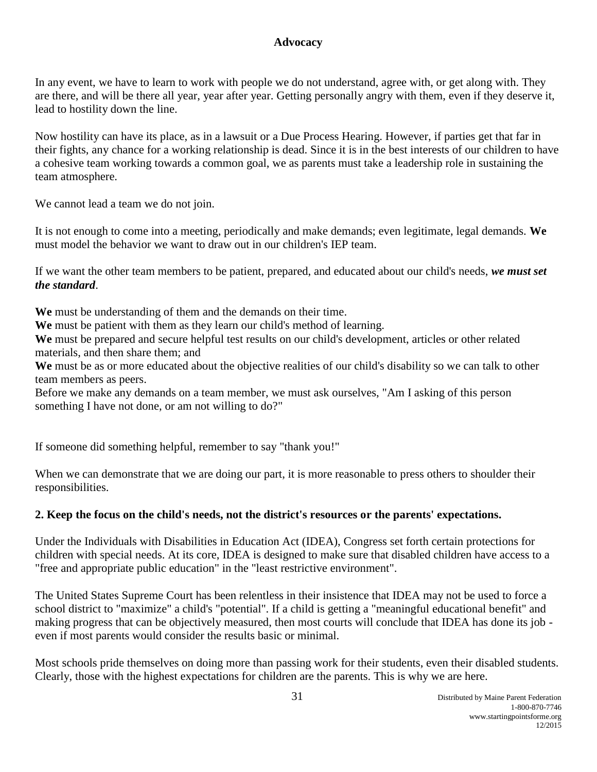In any event, we have to learn to work with people we do not understand, agree with, or get along with. They are there, and will be there all year, year after year. Getting personally angry with them, even if they deserve it, lead to hostility down the line.

Now hostility can have its place, as in a lawsuit or a Due Process Hearing. However, if parties get that far in their fights, any chance for a working relationship is dead. Since it is in the best interests of our children to have a cohesive team working towards a common goal, we as parents must take a leadership role in sustaining the team atmosphere.

We cannot lead a team we do not join.

It is not enough to come into a meeting, periodically and make demands; even legitimate, legal demands. **We** must model the behavior we want to draw out in our children's IEP team.

If we want the other team members to be patient, prepared, and educated about our child's needs, ***we must set the standard***.

**We** must be understanding of them and the demands on their time.
**We** must be patient with them as they learn our child's method of learning.
**We** must be prepared and secure helpful test results on our child's development, articles or other related materials, and then share them; and
**We** must be as or more educated about the objective realities of our child's disability so we can talk to other team members as peers.
Before we make any demands on a team member, we must ask ourselves, "Am I asking of this person something I have not done, or am not willing to do?"

If someone did something helpful, remember to say "thank you!"

When we can demonstrate that we are doing our part, it is more reasonable to press others to shoulder their responsibilities.

**2. Keep the focus on the child's needs, not the district's resources or the parents' expectations.**

Under the Individuals with Disabilities in Education Act (IDEA), Congress set forth certain protections for children with special needs. At its core, IDEA is designed to make sure that disabled children have access to a "free and appropriate public education" in the "least restrictive environment".

The United States Supreme Court has been relentless in their insistence that IDEA may not be used to force a school district to "maximize" a child's "potential". If a child is getting a "meaningful educational benefit" and making progress that can be objectively measured, then most courts will conclude that IDEA has done its job - even if most parents would consider the results basic or minimal.

Most schools pride themselves on doing more than passing work for their students, even their disabled students. Clearly, those with the highest expectations for children are the parents. This is why we are here.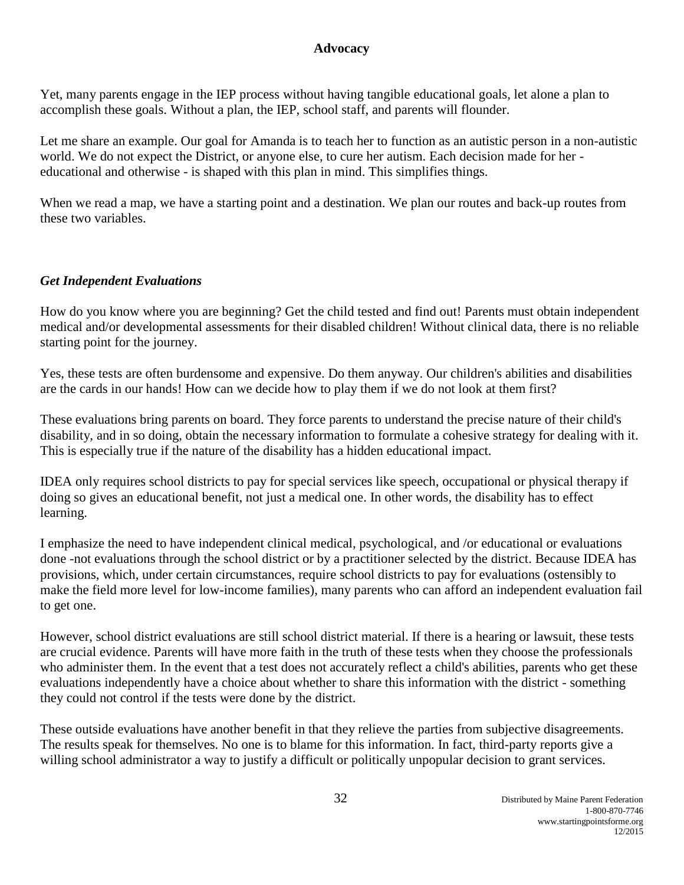**Advocacy**

Yet, many parents engage in the IEP process without having tangible educational goals, let alone a plan to accomplish these goals. Without a plan, the IEP, school staff, and parents will flounder.

Let me share an example. Our goal for Amanda is to teach her to function as an autistic person in a non-autistic world. We do not expect the District, or anyone else, to cure her autism. Each decision made for her - educational and otherwise - is shaped with this plan in mind. This simplifies things.

When we read a map, we have a starting point and a destination. We plan our routes and back-up routes from these two variables.

### *Get Independent Evaluations*

How do you know where you are beginning? Get the child tested and find out! Parents must obtain independent medical and/or developmental assessments for their disabled children! Without clinical data, there is no reliable starting point for the journey.

Yes, these tests are often burdensome and expensive. Do them anyway. Our children's abilities and disabilities are the cards in our hands! How can we decide how to play them if we do not look at them first?

These evaluations bring parents on board. They force parents to understand the precise nature of their child's disability, and in so doing, obtain the necessary information to formulate a cohesive strategy for dealing with it. This is especially true if the nature of the disability has a hidden educational impact.

IDEA only requires school districts to pay for special services like speech, occupational or physical therapy if doing so gives an educational benefit, not just a medical one. In other words, the disability has to effect learning.

I emphasize the need to have independent clinical medical, psychological, and /or educational or evaluations done -not evaluations through the school district or by a practitioner selected by the district. Because IDEA has provisions, which, under certain circumstances, require school districts to pay for evaluations (ostensibly to make the field more level for low-income families), many parents who can afford an independent evaluation fail to get one.

However, school district evaluations are still school district material. If there is a hearing or lawsuit, these tests are crucial evidence. Parents will have more faith in the truth of these tests when they choose the professionals who administer them. In the event that a test does not accurately reflect a child's abilities, parents who get these evaluations independently have a choice about whether to share this information with the district - something they could not control if the tests were done by the district.

These outside evaluations have another benefit in that they relieve the parties from subjective disagreements. The results speak for themselves. No one is to blame for this information. In fact, third-party reports give a willing school administrator a way to justify a difficult or politically unpopular decision to grant services.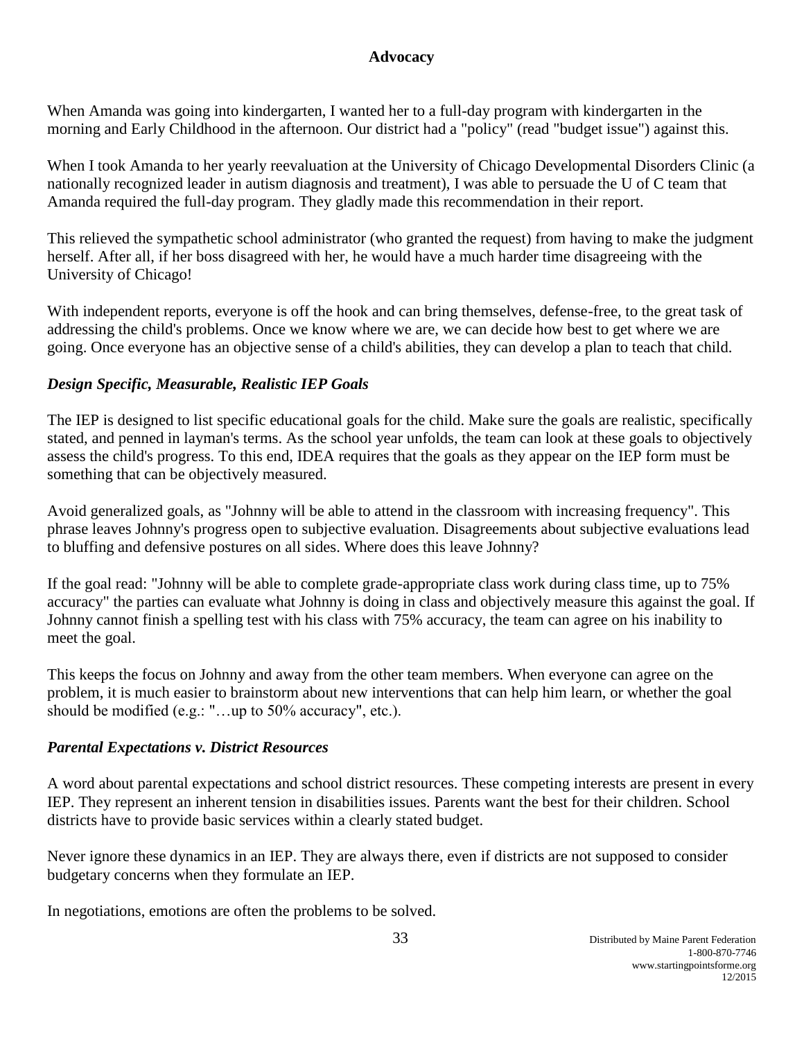## Advocacy

When Amanda was going into kindergarten, I wanted her to a full-day program with kindergarten in the morning and Early Childhood in the afternoon. Our district had a "policy" (read "budget issue") against this.

When I took Amanda to her yearly reevaluation at the University of Chicago Developmental Disorders Clinic (a nationally recognized leader in autism diagnosis and treatment), I was able to persuade the U of C team that Amanda required the full-day program. They gladly made this recommendation in their report.

This relieved the sympathetic school administrator (who granted the request) from having to make the judgment herself. After all, if her boss disagreed with her, he would have a much harder time disagreeing with the University of Chicago!

With independent reports, everyone is off the hook and can bring themselves, defense-free, to the great task of addressing the child's problems. Once we know where we are, we can decide how best to get where we are going. Once everyone has an objective sense of a child's abilities, they can develop a plan to teach that child.

### *Design Specific, Measurable, Realistic IEP Goals*

The IEP is designed to list specific educational goals for the child. Make sure the goals are realistic, specifically stated, and penned in layman's terms. As the school year unfolds, the team can look at these goals to objectively assess the child's progress. To this end, IDEA requires that the goals as they appear on the IEP form must be something that can be objectively measured.

Avoid generalized goals, as "Johnny will be able to attend in the classroom with increasing frequency". This phrase leaves Johnny's progress open to subjective evaluation. Disagreements about subjective evaluations lead to bluffing and defensive postures on all sides. Where does this leave Johnny?

If the goal read: "Johnny will be able to complete grade-appropriate class work during class time, up to 75% accuracy" the parties can evaluate what Johnny is doing in class and objectively measure this against the goal. If Johnny cannot finish a spelling test with his class with 75% accuracy, the team can agree on his inability to meet the goal.

This keeps the focus on Johnny and away from the other team members. When everyone can agree on the problem, it is much easier to brainstorm about new interventions that can help him learn, or whether the goal should be modified (e.g.: "…up to 50% accuracy", etc.).

### *Parental Expectations v. District Resources*

A word about parental expectations and school district resources. These competing interests are present in every IEP. They represent an inherent tension in disabilities issues. Parents want the best for their children. School districts have to provide basic services within a clearly stated budget.

Never ignore these dynamics in an IEP. They are always there, even if districts are not supposed to consider budgetary concerns when they formulate an IEP.

In negotiations, emotions are often the problems to be solved.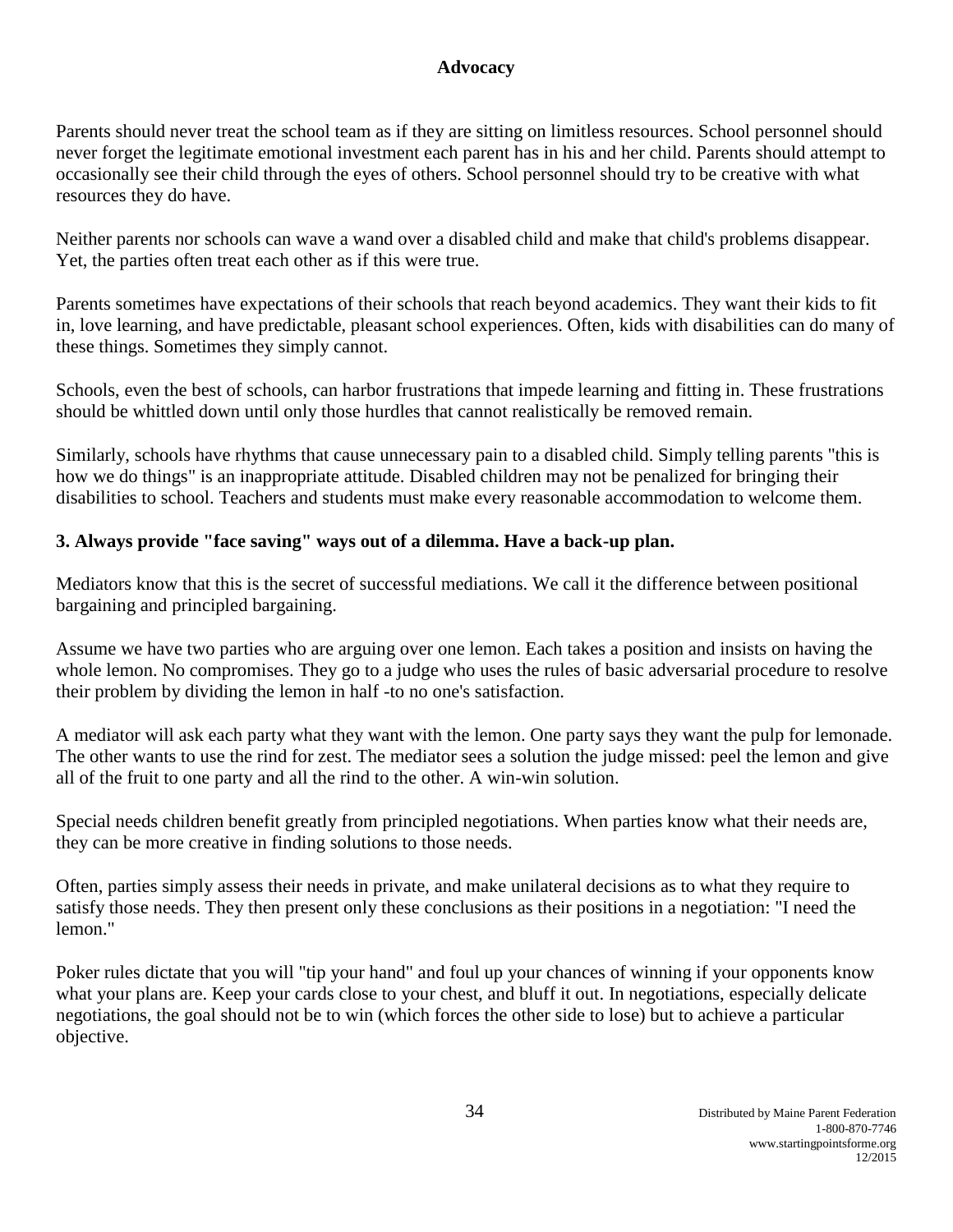**Advocacy**

Parents should never treat the school team as if they are sitting on limitless resources. School personnel should never forget the legitimate emotional investment each parent has in his and her child. Parents should attempt to occasionally see their child through the eyes of others. School personnel should try to be creative with what resources they do have.

Neither parents nor schools can wave a wand over a disabled child and make that child's problems disappear. Yet, the parties often treat each other as if this were true.

Parents sometimes have expectations of their schools that reach beyond academics. They want their kids to fit in, love learning, and have predictable, pleasant school experiences. Often, kids with disabilities can do many of these things. Sometimes they simply cannot.

Schools, even the best of schools, can harbor frustrations that impede learning and fitting in. These frustrations should be whittled down until only those hurdles that cannot realistically be removed remain.

Similarly, schools have rhythms that cause unnecessary pain to a disabled child. Simply telling parents "this is how we do things" is an inappropriate attitude. Disabled children may not be penalized for bringing their disabilities to school. Teachers and students must make every reasonable accommodation to welcome them.

**3. Always provide "face saving" ways out of a dilemma. Have a back-up plan.**

Mediators know that this is the secret of successful mediations. We call it the difference between positional bargaining and principled bargaining.

Assume we have two parties who are arguing over one lemon. Each takes a position and insists on having the whole lemon. No compromises. They go to a judge who uses the rules of basic adversarial procedure to resolve their problem by dividing the lemon in half -to no one's satisfaction.

A mediator will ask each party what they want with the lemon. One party says they want the pulp for lemonade. The other wants to use the rind for zest. The mediator sees a solution the judge missed: peel the lemon and give all of the fruit to one party and all the rind to the other. A win-win solution.

Special needs children benefit greatly from principled negotiations. When parties know what their needs are, they can be more creative in finding solutions to those needs.

Often, parties simply assess their needs in private, and make unilateral decisions as to what they require to satisfy those needs. They then present only these conclusions as their positions in a negotiation: "I need the lemon."

Poker rules dictate that you will "tip your hand" and foul up your chances of winning if your opponents know what your plans are. Keep your cards close to your chest, and bluff it out. In negotiations, especially delicate negotiations, the goal should not be to win (which forces the other side to lose) but to achieve a particular objective.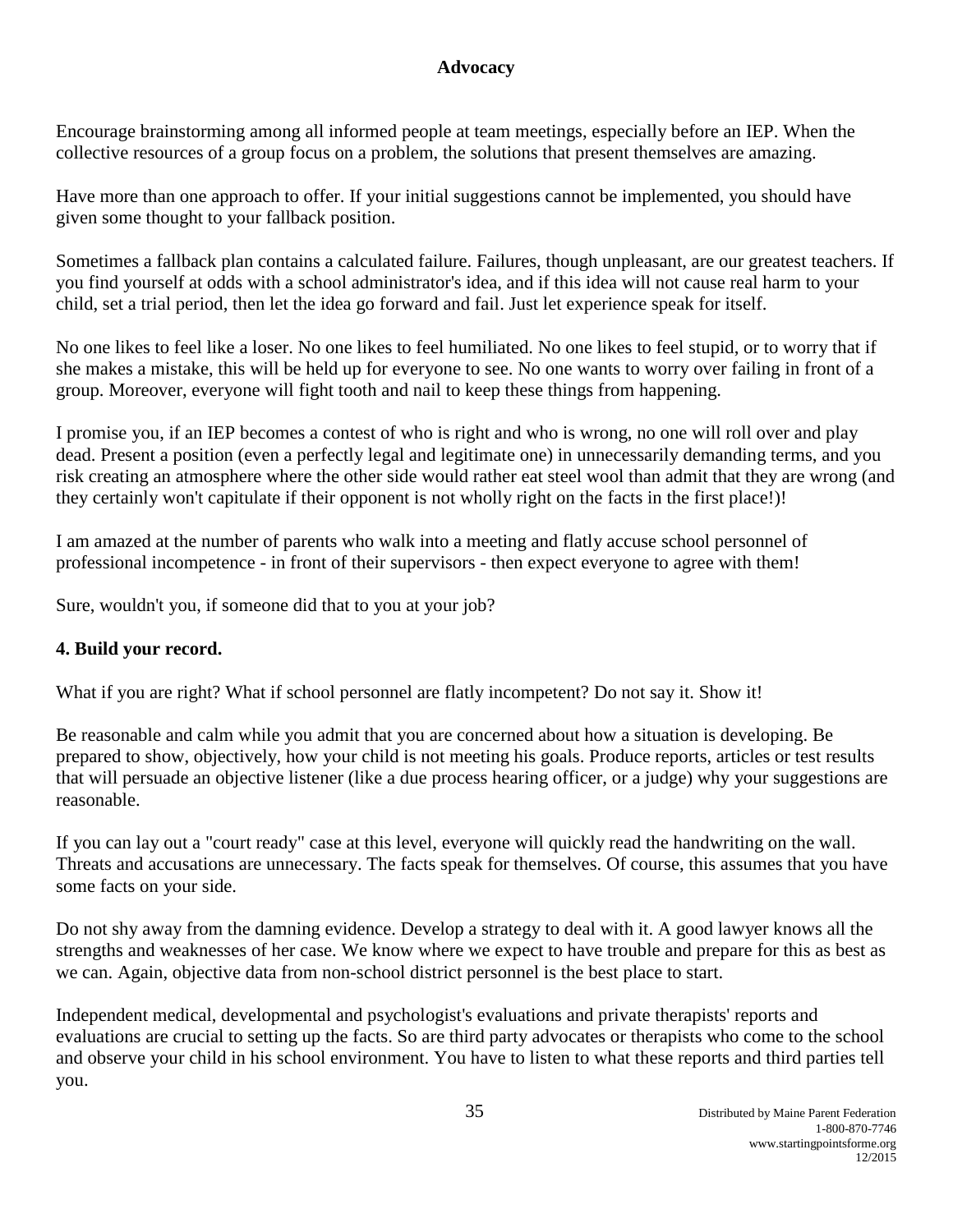**Advocacy**

Encourage brainstorming among all informed people at team meetings, especially before an IEP. When the collective resources of a group focus on a problem, the solutions that present themselves are amazing.

Have more than one approach to offer. If your initial suggestions cannot be implemented, you should have given some thought to your fallback position.

Sometimes a fallback plan contains a calculated failure. Failures, though unpleasant, are our greatest teachers. If you find yourself at odds with a school administrator's idea, and if this idea will not cause real harm to your child, set a trial period, then let the idea go forward and fail. Just let experience speak for itself.

No one likes to feel like a loser. No one likes to feel humiliated. No one likes to feel stupid, or to worry that if she makes a mistake, this will be held up for everyone to see. No one wants to worry over failing in front of a group. Moreover, everyone will fight tooth and nail to keep these things from happening.

I promise you, if an IEP becomes a contest of who is right and who is wrong, no one will roll over and play dead. Present a position (even a perfectly legal and legitimate one) in unnecessarily demanding terms, and you risk creating an atmosphere where the other side would rather eat steel wool than admit that they are wrong (and they certainly won't capitulate if their opponent is not wholly right on the facts in the first place!)!

I am amazed at the number of parents who walk into a meeting and flatly accuse school personnel of professional incompetence - in front of their supervisors - then expect everyone to agree with them!

Sure, wouldn't you, if someone did that to you at your job?

**4. Build your record.**

What if you are right? What if school personnel are flatly incompetent? Do not say it. Show it!

Be reasonable and calm while you admit that you are concerned about how a situation is developing. Be prepared to show, objectively, how your child is not meeting his goals. Produce reports, articles or test results that will persuade an objective listener (like a due process hearing officer, or a judge) why your suggestions are reasonable.

If you can lay out a "court ready" case at this level, everyone will quickly read the handwriting on the wall. Threats and accusations are unnecessary. The facts speak for themselves. Of course, this assumes that you have some facts on your side.

Do not shy away from the damning evidence. Develop a strategy to deal with it. A good lawyer knows all the strengths and weaknesses of her case. We know where we expect to have trouble and prepare for this as best as we can. Again, objective data from non-school district personnel is the best place to start.

Independent medical, developmental and psychologist's evaluations and private therapists' reports and evaluations are crucial to setting up the facts. So are third party advocates or therapists who come to the school and observe your child in his school environment. You have to listen to what these reports and third parties tell you.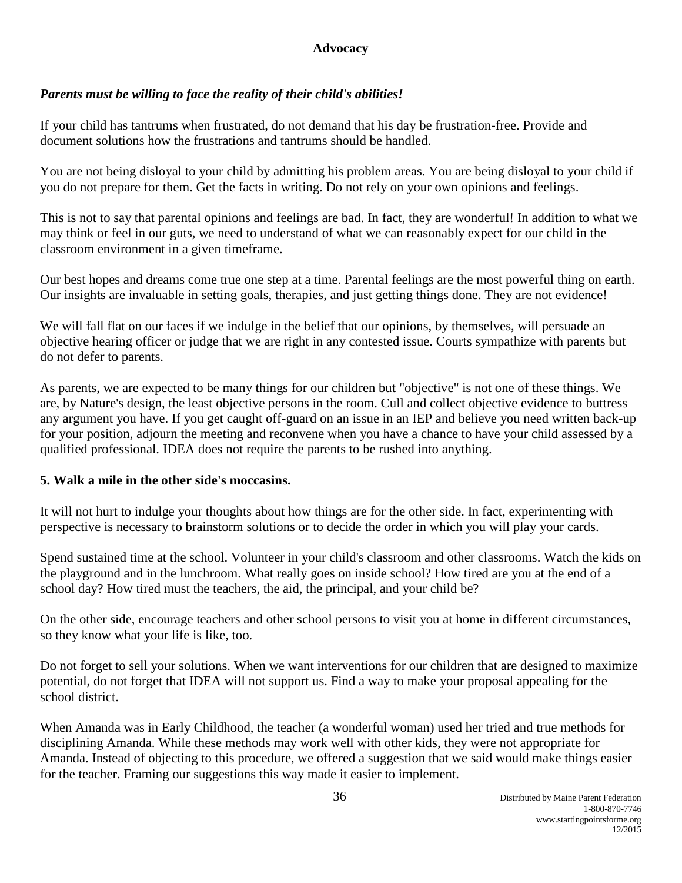## Advocacy

***Parents must be willing to face the reality of their child's abilities!***

If your child has tantrums when frustrated, do not demand that his day be frustration-free. Provide and document solutions how the frustrations and tantrums should be handled.

You are not being disloyal to your child by admitting his problem areas. You are being disloyal to your child if you do not prepare for them. Get the facts in writing. Do not rely on your own opinions and feelings.

This is not to say that parental opinions and feelings are bad. In fact, they are wonderful! In addition to what we may think or feel in our guts, we need to understand of what we can reasonably expect for our child in the classroom environment in a given timeframe.

Our best hopes and dreams come true one step at a time. Parental feelings are the most powerful thing on earth. Our insights are invaluable in setting goals, therapies, and just getting things done. They are not evidence!

We will fall flat on our faces if we indulge in the belief that our opinions, by themselves, will persuade an objective hearing officer or judge that we are right in any contested issue. Courts sympathize with parents but do not defer to parents.

As parents, we are expected to be many things for our children but "objective" is not one of these things. We are, by Nature's design, the least objective persons in the room. Cull and collect objective evidence to buttress any argument you have. If you get caught off-guard on an issue in an IEP and believe you need written back-up for your position, adjourn the meeting and reconvene when you have a chance to have your child assessed by a qualified professional. IDEA does not require the parents to be rushed into anything.

### 5. Walk a mile in the other side's moccasins.

It will not hurt to indulge your thoughts about how things are for the other side. In fact, experimenting with perspective is necessary to brainstorm solutions or to decide the order in which you will play your cards.

Spend sustained time at the school. Volunteer in your child's classroom and other classrooms. Watch the kids on the playground and in the lunchroom. What really goes on inside school? How tired are you at the end of a school day? How tired must the teachers, the aid, the principal, and your child be?

On the other side, encourage teachers and other school persons to visit you at home in different circumstances, so they know what your life is like, too.

Do not forget to sell your solutions. When we want interventions for our children that are designed to maximize potential, do not forget that IDEA will not support us. Find a way to make your proposal appealing for the school district.

When Amanda was in Early Childhood, the teacher (a wonderful woman) used her tried and true methods for disciplining Amanda. While these methods may work well with other kids, they were not appropriate for Amanda. Instead of objecting to this procedure, we offered a suggestion that we said would make things easier for the teacher. Framing our suggestions this way made it easier to implement.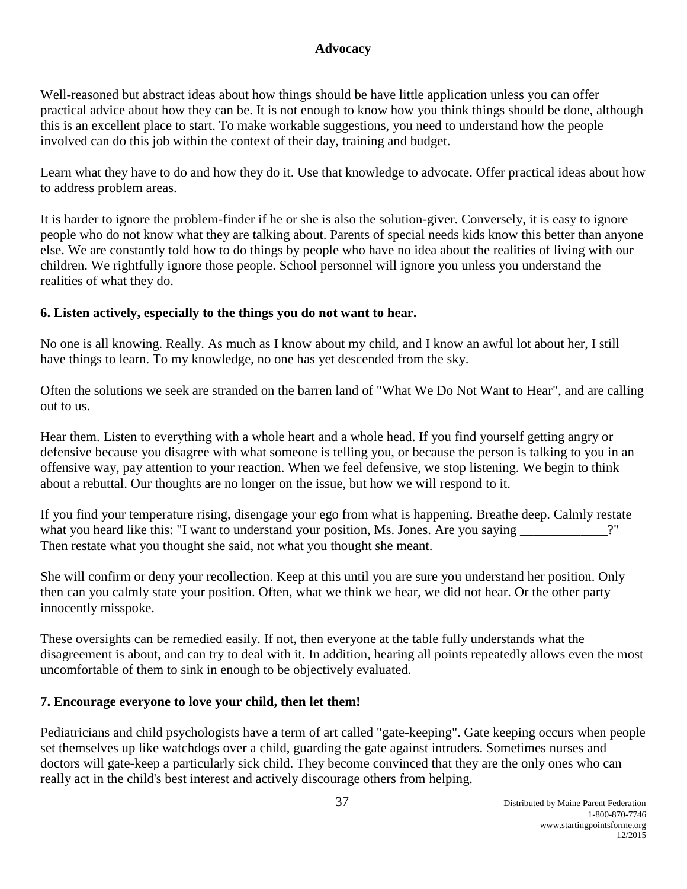## Advocacy

Well-reasoned but abstract ideas about how things should be have little application unless you can offer practical advice about how they can be. It is not enough to know how you think things should be done, although this is an excellent place to start. To make workable suggestions, you need to understand how the people involved can do this job within the context of their day, training and budget.

Learn what they have to do and how they do it. Use that knowledge to advocate. Offer practical ideas about how to address problem areas.

It is harder to ignore the problem-finder if he or she is also the solution-giver. Conversely, it is easy to ignore people who do not know what they are talking about. Parents of special needs kids know this better than anyone else. We are constantly told how to do things by people who have no idea about the realities of living with our children. We rightfully ignore those people. School personnel will ignore you unless you understand the realities of what they do.

### 6. Listen actively, especially to the things you do not want to hear.

No one is all knowing. Really. As much as I know about my child, and I know an awful lot about her, I still have things to learn. To my knowledge, no one has yet descended from the sky.

Often the solutions we seek are stranded on the barren land of "What We Do Not Want to Hear", and are calling out to us.

Hear them. Listen to everything with a whole heart and a whole head. If you find yourself getting angry or defensive because you disagree with what someone is telling you, or because the person is talking to you in an offensive way, pay attention to your reaction. When we feel defensive, we stop listening. We begin to think about a rebuttal. Our thoughts are no longer on the issue, but how we will respond to it.

If you find your temperature rising, disengage your ego from what is happening. Breathe deep. Calmly restate what you heard like this: "I want to understand your position, Ms. Jones. Are you saying _____________?" Then restate what you thought she said, not what you thought she meant.

She will confirm or deny your recollection. Keep at this until you are sure you understand her position. Only then can you calmly state your position. Often, what we think we hear, we did not hear. Or the other party innocently misspoke.

These oversights can be remedied easily. If not, then everyone at the table fully understands what the disagreement is about, and can try to deal with it. In addition, hearing all points repeatedly allows even the most uncomfortable of them to sink in enough to be objectively evaluated.

### 7. Encourage everyone to love your child, then let them!

Pediatricians and child psychologists have a term of art called "gate-keeping". Gate keeping occurs when people set themselves up like watchdogs over a child, guarding the gate against intruders. Sometimes nurses and doctors will gate-keep a particularly sick child. They become convinced that they are the only ones who can really act in the child's best interest and actively discourage others from helping.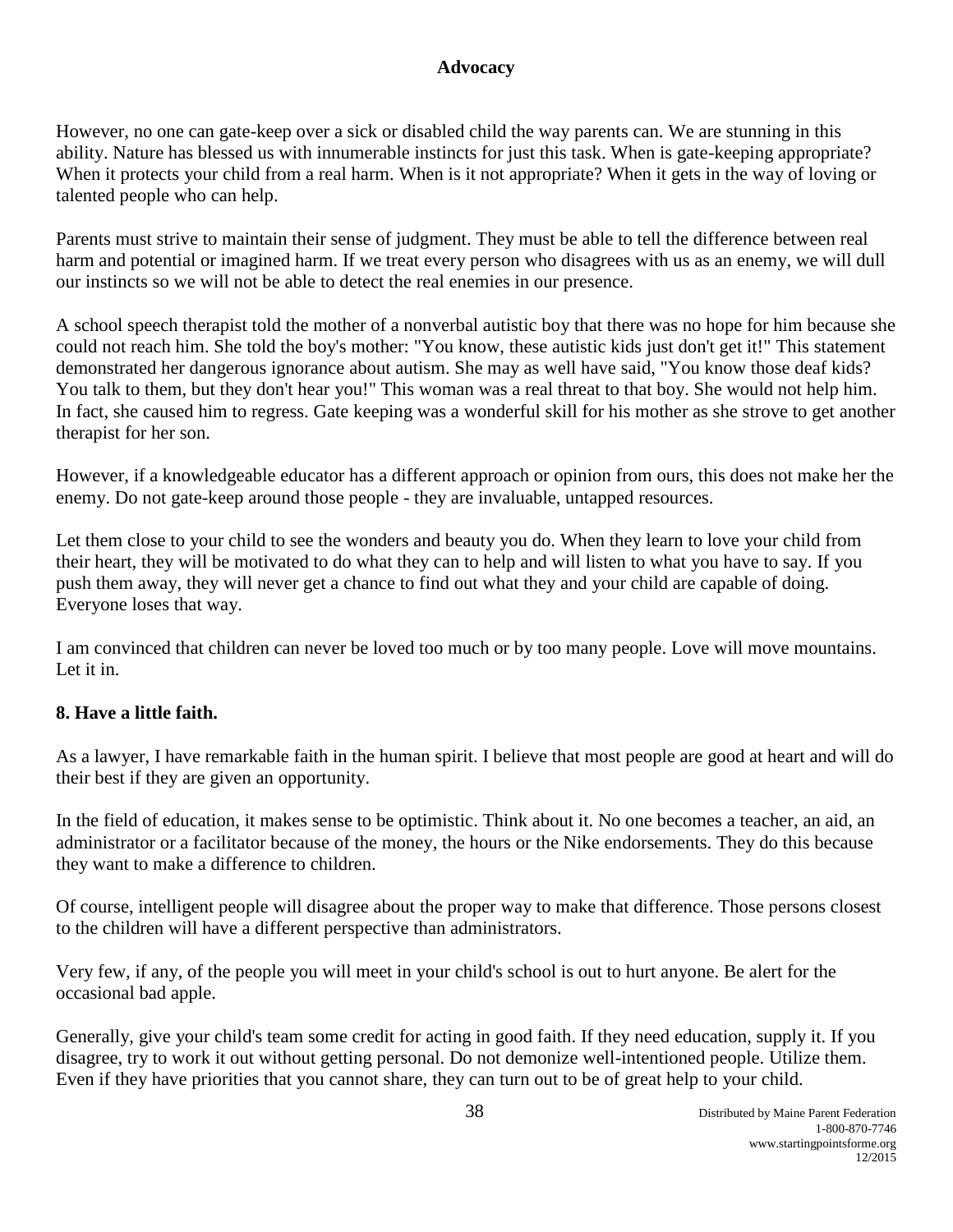However, no one can gate-keep over a sick or disabled child the way parents can. We are stunning in this ability. Nature has blessed us with innumerable instincts for just this task. When is gate-keeping appropriate? When it protects your child from a real harm. When is it not appropriate? When it gets in the way of loving or talented people who can help.

Parents must strive to maintain their sense of judgment. They must be able to tell the difference between real harm and potential or imagined harm. If we treat every person who disagrees with us as an enemy, we will dull our instincts so we will not be able to detect the real enemies in our presence.

A school speech therapist told the mother of a nonverbal autistic boy that there was no hope for him because she could not reach him. She told the boy's mother: "You know, these autistic kids just don't get it!" This statement demonstrated her dangerous ignorance about autism. She may as well have said, "You know those deaf kids? You talk to them, but they don't hear you!" This woman was a real threat to that boy. She would not help him. In fact, she caused him to regress. Gate keeping was a wonderful skill for his mother as she strove to get another therapist for her son.

However, if a knowledgeable educator has a different approach or opinion from ours, this does not make her the enemy. Do not gate-keep around those people - they are invaluable, untapped resources.

Let them close to your child to see the wonders and beauty you do. When they learn to love your child from their heart, they will be motivated to do what they can to help and will listen to what you have to say. If you push them away, they will never get a chance to find out what they and your child are capable of doing. Everyone loses that way.

I am convinced that children can never be loved too much or by too many people. Love will move mountains. Let it in.

**8. Have a little faith.**

As a lawyer, I have remarkable faith in the human spirit. I believe that most people are good at heart and will do their best if they are given an opportunity.

In the field of education, it makes sense to be optimistic. Think about it. No one becomes a teacher, an aid, an administrator or a facilitator because of the money, the hours or the Nike endorsements. They do this because they want to make a difference to children.

Of course, intelligent people will disagree about the proper way to make that difference. Those persons closest to the children will have a different perspective than administrators.

Very few, if any, of the people you will meet in your child's school is out to hurt anyone. Be alert for the occasional bad apple.

Generally, give your child's team some credit for acting in good faith. If they need education, supply it. If you disagree, try to work it out without getting personal. Do not demonize well-intentioned people. Utilize them. Even if they have priorities that you cannot share, they can turn out to be of great help to your child.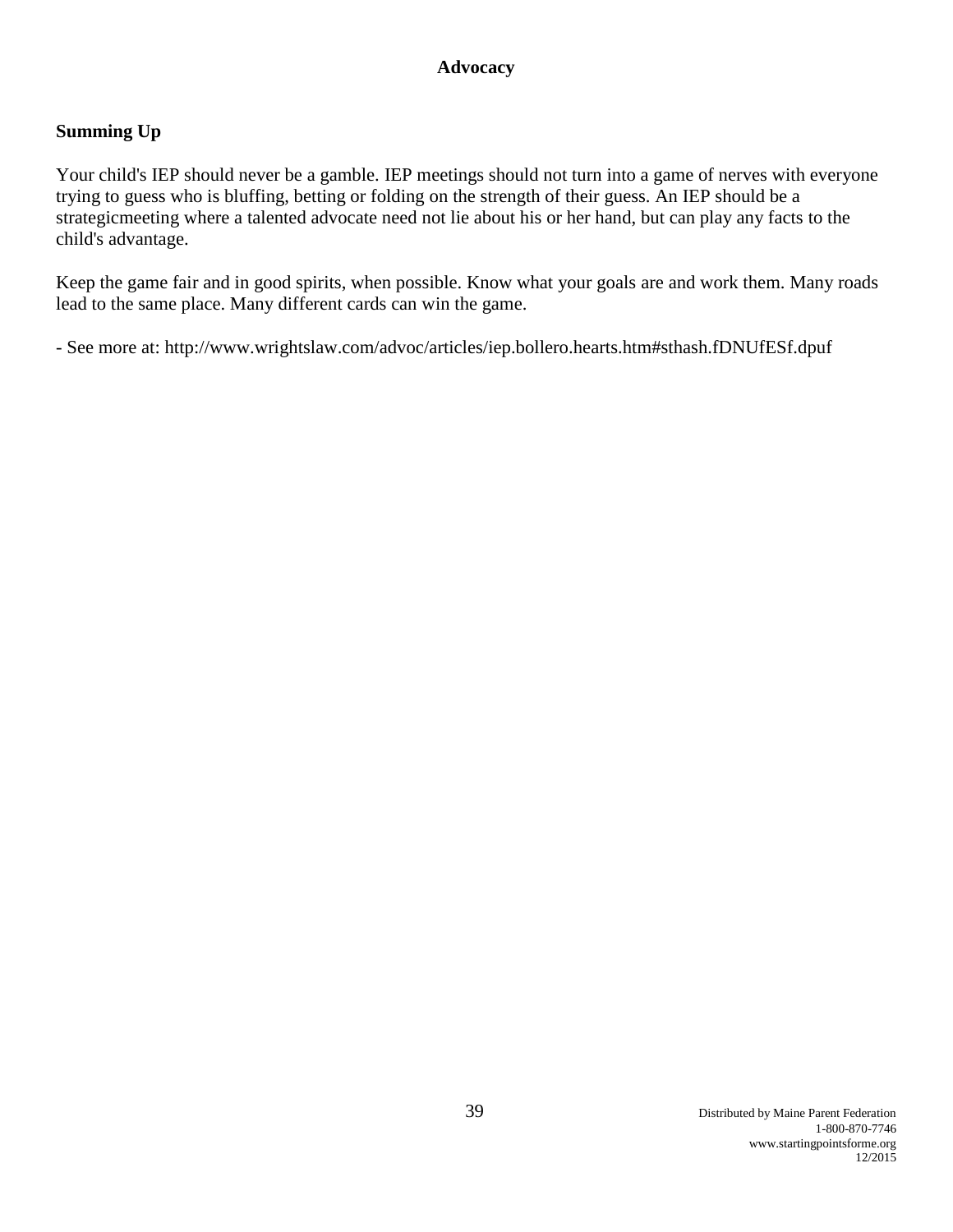## Summing Up

Your child's IEP should never be a gamble. IEP meetings should not turn into a game of nerves with everyone trying to guess who is bluffing, betting or folding on the strength of their guess. An IEP should be a strategicmeeting where a talented advocate need not lie about his or her hand, but can play any facts to the child's advantage.

Keep the game fair and in good spirits, when possible. Know what your goals are and work them. Many roads lead to the same place. Many different cards can win the game.

- See more at: http://www.wrightslaw.com/advoc/articles/iep.bollero.hearts.htm#sthash.fDNUfESf.dpuf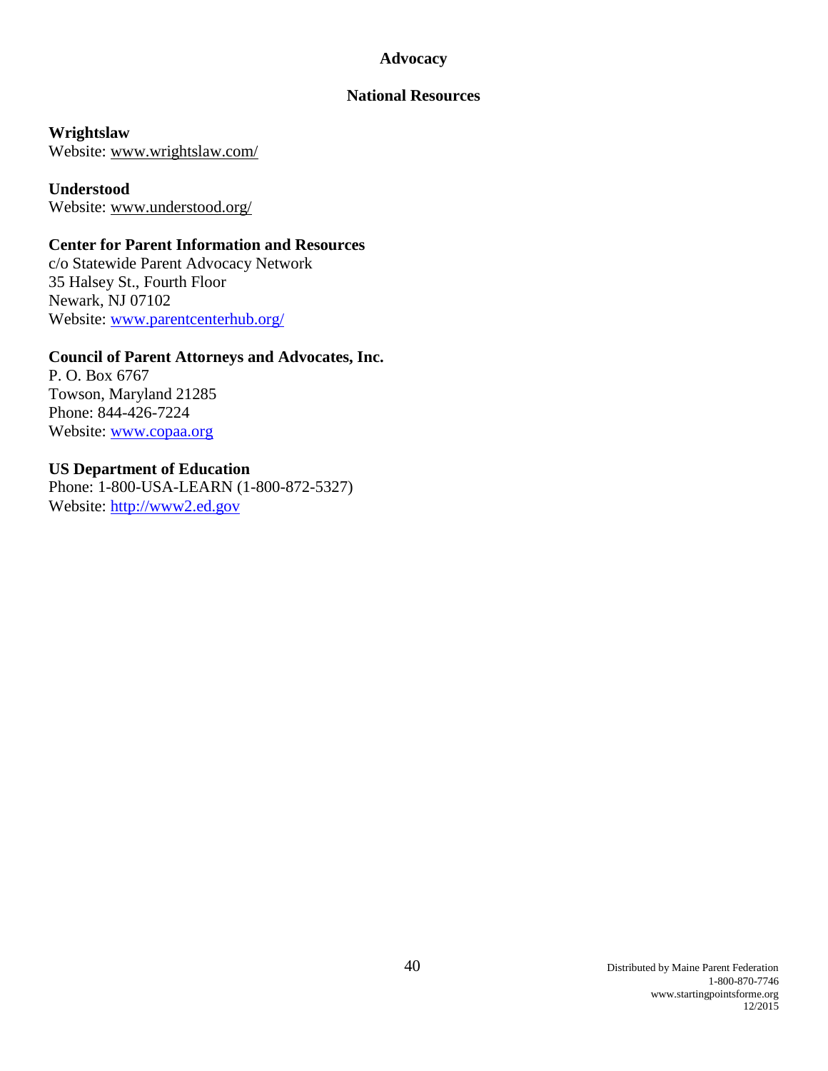## Advocacy

### National Resources

**Wrightslaw**
Website: www.wrightslaw.com/

**Understood**
Website: www.understood.org/

**Center for Parent Information and Resources**
c/o Statewide Parent Advocacy Network
35 Halsey St., Fourth Floor
Newark, NJ 07102
Website: www.parentcenterhub.org/

**Council of Parent Attorneys and Advocates, Inc.**
P. O. Box 6767
Towson, Maryland 21285
Phone: 844-426-7224
Website: www.copaa.org

**US Department of Education**
Phone: 1-800-USA-LEARN (1-800-872-5327)
Website: http://www2.ed.gov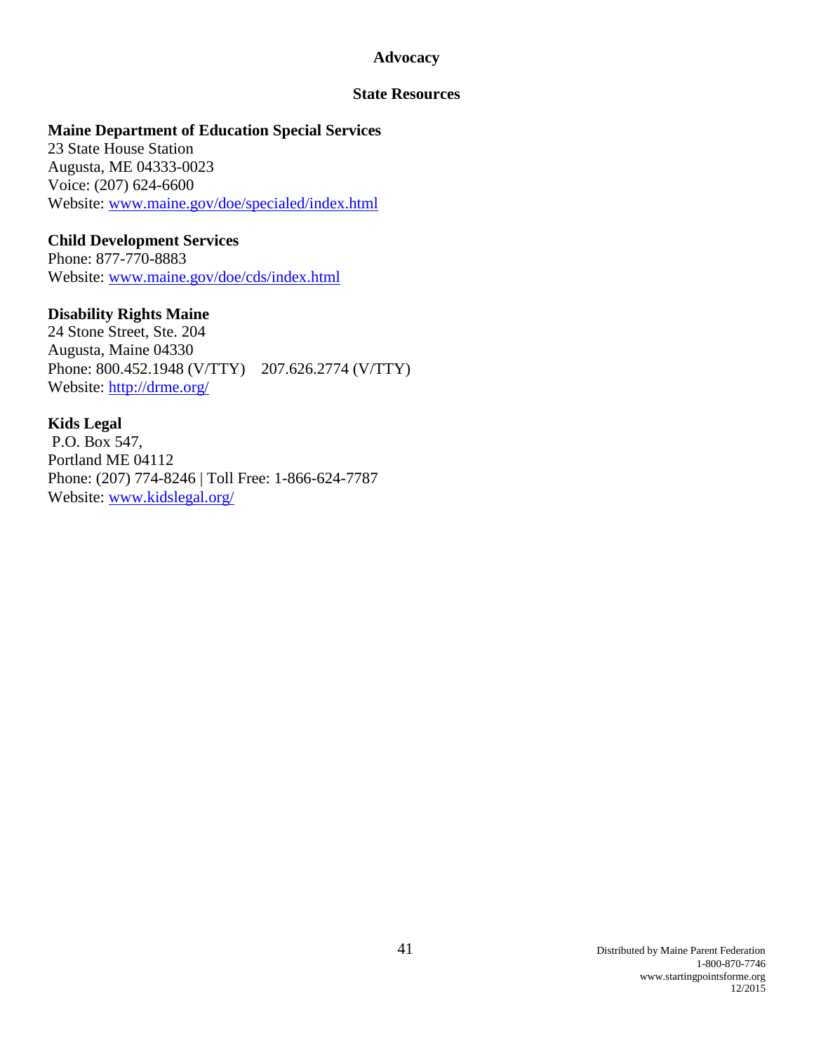## Advocacy

### State Resources

**Maine Department of Education Special Services**
23 State House Station
Augusta, ME 04333-0023
Voice: (207) 624-6600
Website: [www.maine.gov/doe/specialed/index.html](http://www.maine.gov/doe/specialed/index.html)

**Child Development Services**
Phone: 877-770-8883
Website: [www.maine.gov/doe/cds/index.html](http://www.maine.gov/doe/cds/index.html)

**Disability Rights Maine**
24 Stone Street, Ste. 204
Augusta, Maine 04330
Phone: 800.452.1948 (V/TTY)    207.626.2774 (V/TTY)
Website: [http://drme.org/](http://drme.org/)

**Kids Legal**
P.O. Box 547,
Portland ME 04112
Phone: (207) 774-8246 | Toll Free: 1-866-624-7787
Website: [www.kidslegal.org/](http://www.kidslegal.org/)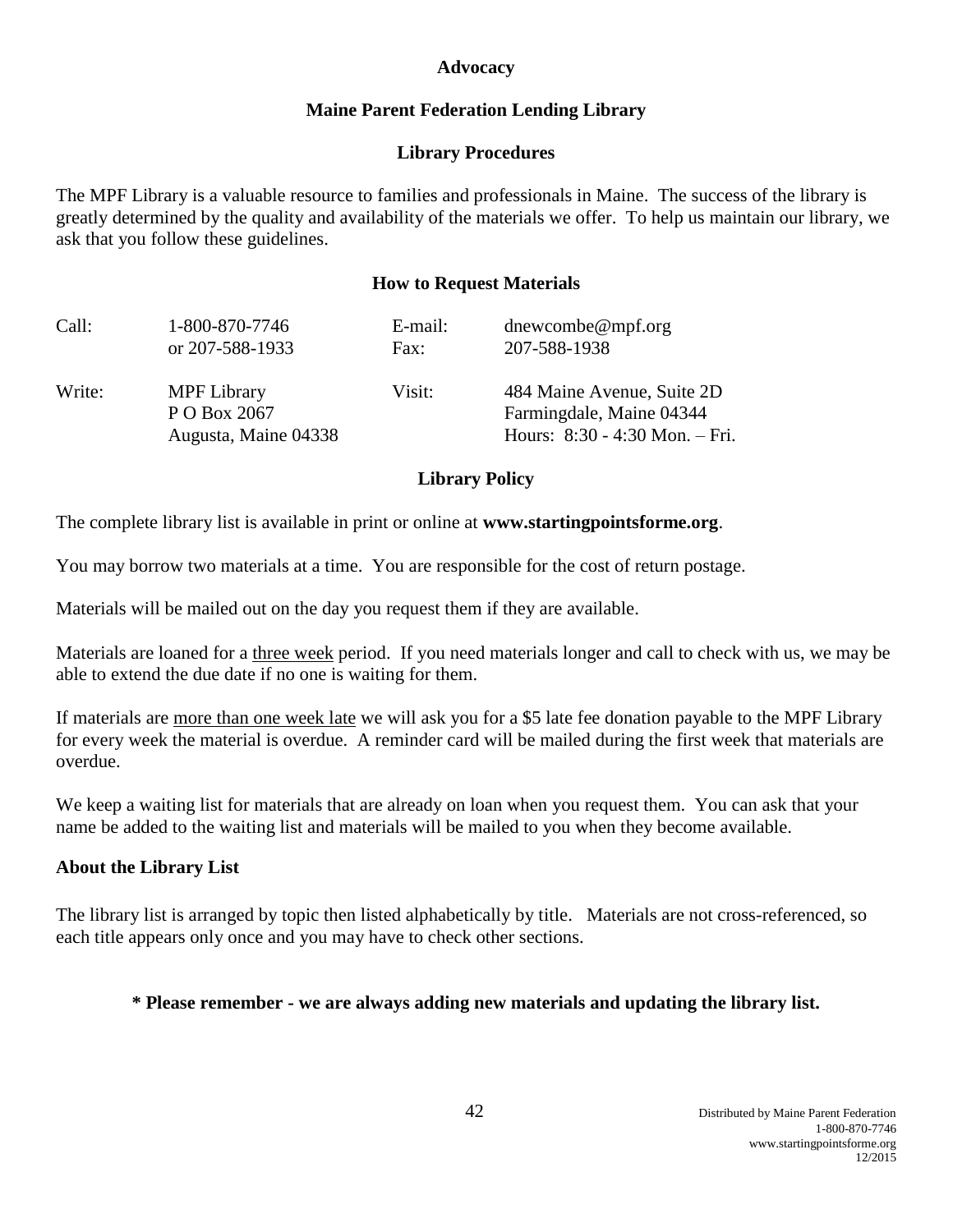**Advocacy**

## Maine Parent Federation Lending Library

### Library Procedures

The MPF Library is a valuable resource to families and professionals in Maine. The success of the library is greatly determined by the quality and availability of the materials we offer. To help us maintain our library, we ask that you follow these guidelines.

### How to Request Materials

| | | | |
|---|---|---|---|
| Call: | 1-800-870-7746<br>or 207-588-1933 | E-mail:<br>Fax: | dnewcombe@mpf.org<br>207-588-1938 |
| Write: | MPF Library<br>P O Box 2067<br>Augusta, Maine 04338 | Visit: | 484 Maine Avenue, Suite 2D<br>Farmingdale, Maine 04344<br>Hours: 8:30 - 4:30 Mon. – Fri. |

### Library Policy

The complete library list is available in print or online at **www.startingpointsforme.org**.

You may borrow two materials at a time. You are responsible for the cost of return postage.

Materials will be mailed out on the day you request them if they are available.

Materials are loaned for a three week period. If you need materials longer and call to check with us, we may be able to extend the due date if no one is waiting for them.

If materials are more than one week late we will ask you for a $5 late fee donation payable to the MPF Library for every week the material is overdue. A reminder card will be mailed during the first week that materials are overdue.

We keep a waiting list for materials that are already on loan when you request them. You can ask that your name be added to the waiting list and materials will be mailed to you when they become available.

### About the Library List

The library list is arranged by topic then listed alphabetically by title. Materials are not cross-referenced, so each title appears only once and you may have to check other sections.

**\* Please remember - we are always adding new materials and updating the library list.**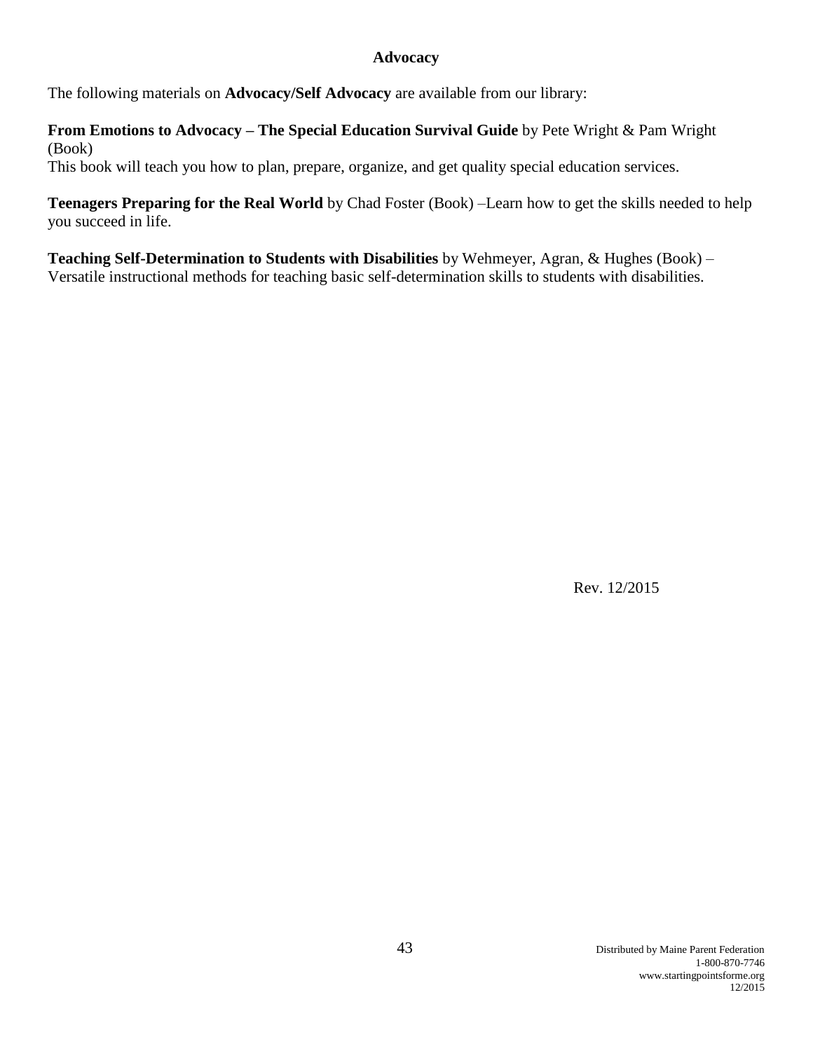## Advocacy

The following materials on **Advocacy/Self Advocacy** are available from our library:

**From Emotions to Advocacy – The Special Education Survival Guide** by Pete Wright & Pam Wright (Book)
This book will teach you how to plan, prepare, organize, and get quality special education services.

**Teenagers Preparing for the Real World** by Chad Foster (Book) –Learn how to get the skills needed to help you succeed in life.

**Teaching Self-Determination to Students with Disabilities** by Wehmeyer, Agran, & Hughes (Book) – Versatile instructional methods for teaching basic self-determination skills to students with disabilities.

Rev. 12/2015